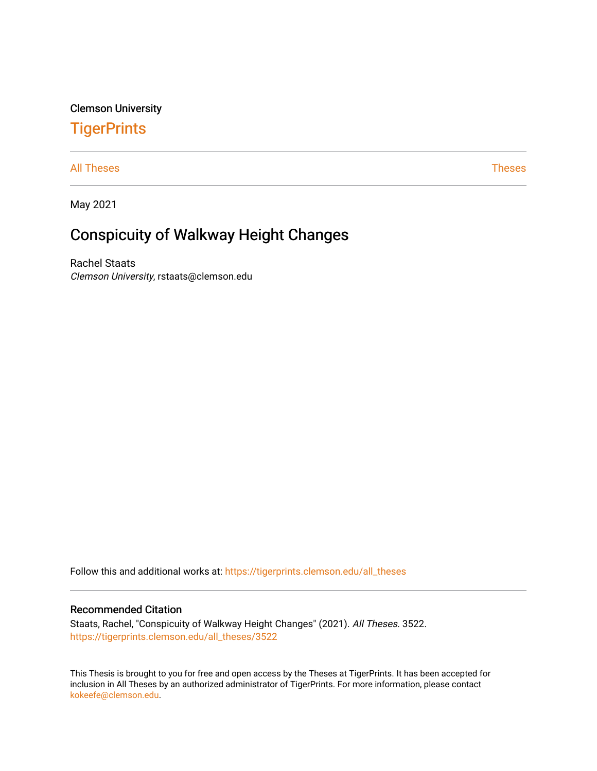Clemson University

# TigerPrints

All Theses | Theses

May 2021

## Conspicuity of Walkway Height Changes

Rachel Staats
*Clemson University*, rstaats@clemson.edu

Follow this and additional works at: https://tigerprints.clemson.edu/all_theses

### Recommended Citation

Staats, Rachel, "Conspicuity of Walkway Height Changes" (2021). *All Theses*. 3522.
https://tigerprints.clemson.edu/all_theses/3522

This Thesis is brought to you for free and open access by the Theses at TigerPrints. It has been accepted for inclusion in All Theses by an authorized administrator of TigerPrints. For more information, please contact kokeefe@clemson.edu.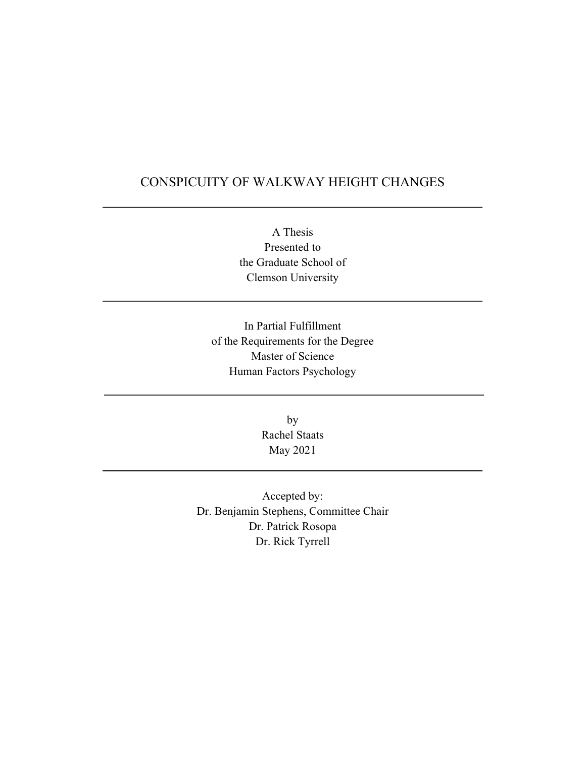# CONSPICUITY OF WALKWAY HEIGHT CHANGES

---

A Thesis
Presented to
the Graduate School of
Clemson University

---

In Partial Fulfillment
of the Requirements for the Degree
Master of Science
Human Factors Psychology

---

by
Rachel Staats
May 2021

---

Accepted by:
Dr. Benjamin Stephens, Committee Chair
Dr. Patrick Rosopa
Dr. Rick Tyrrell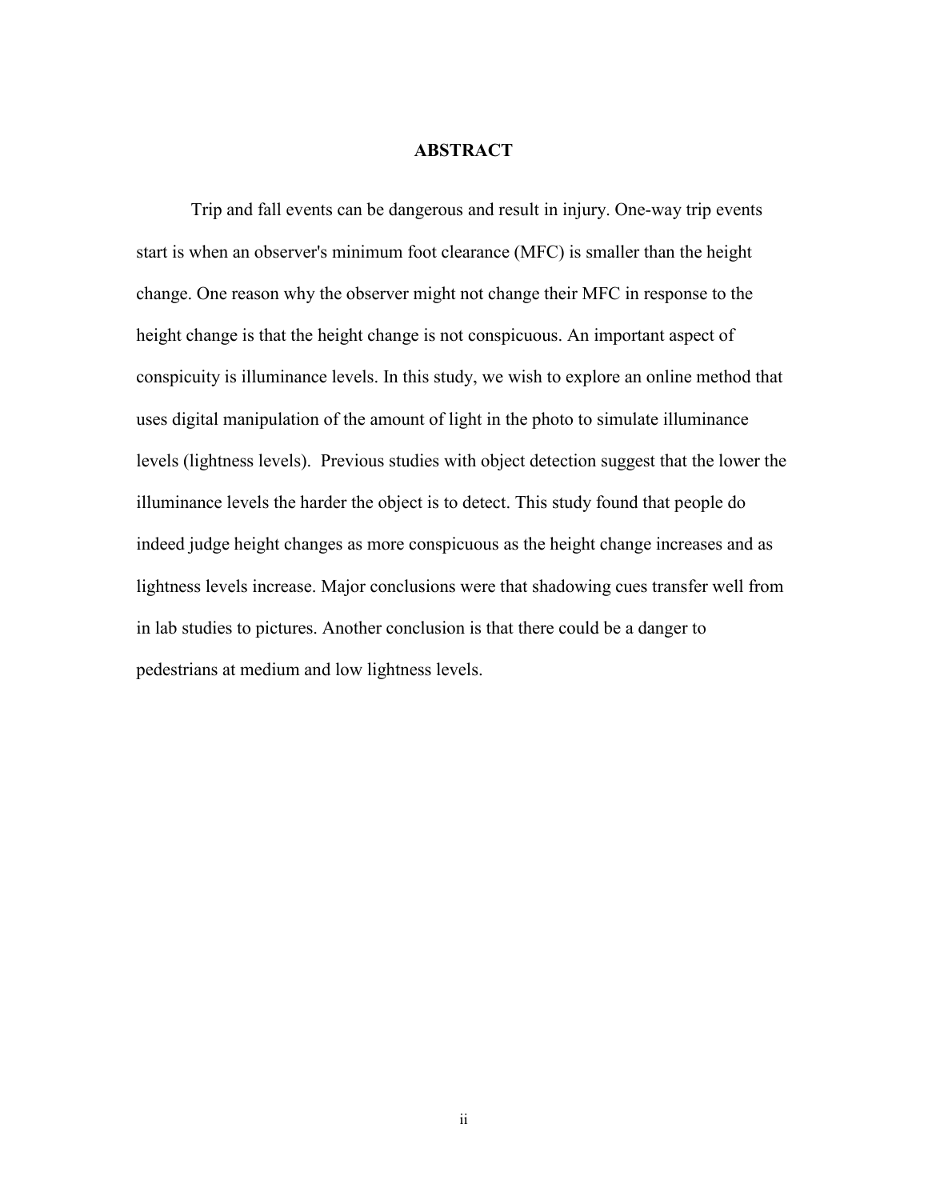# ABSTRACT

Trip and fall events can be dangerous and result in injury. One-way trip events start is when an observer's minimum foot clearance (MFC) is smaller than the height change. One reason why the observer might not change their MFC in response to the height change is that the height change is not conspicuous. An important aspect of conspicuity is illuminance levels. In this study, we wish to explore an online method that uses digital manipulation of the amount of light in the photo to simulate illuminance levels (lightness levels). Previous studies with object detection suggest that the lower the illuminance levels the harder the object is to detect. This study found that people do indeed judge height changes as more conspicuous as the height change increases and as lightness levels increase. Major conclusions were that shadowing cues transfer well from in lab studies to pictures. Another conclusion is that there could be a danger to pedestrians at medium and low lightness levels.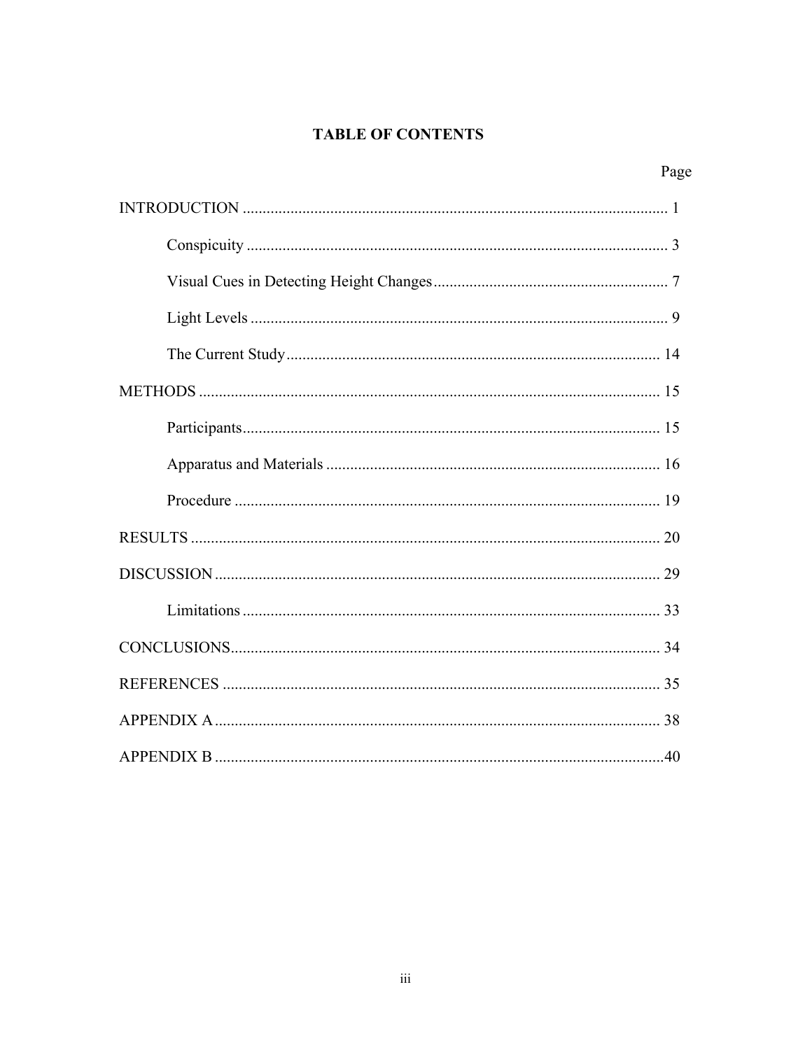# TABLE OF CONTENTS

| | Page |
|---|---|
| INTRODUCTION | 1 |
| Conspicuity | 3 |
| Visual Cues in Detecting Height Changes | 7 |
| Light Levels | 9 |
| The Current Study | 14 |
| METHODS | 15 |
| Participants | 15 |
| Apparatus and Materials | 16 |
| Procedure | 19 |
| RESULTS | 20 |
| DISCUSSION | 29 |
| Limitations | 33 |
| CONCLUSIONS | 34 |
| REFERENCES | 35 |
| APPENDIX A | 38 |
| APPENDIX B | 40 |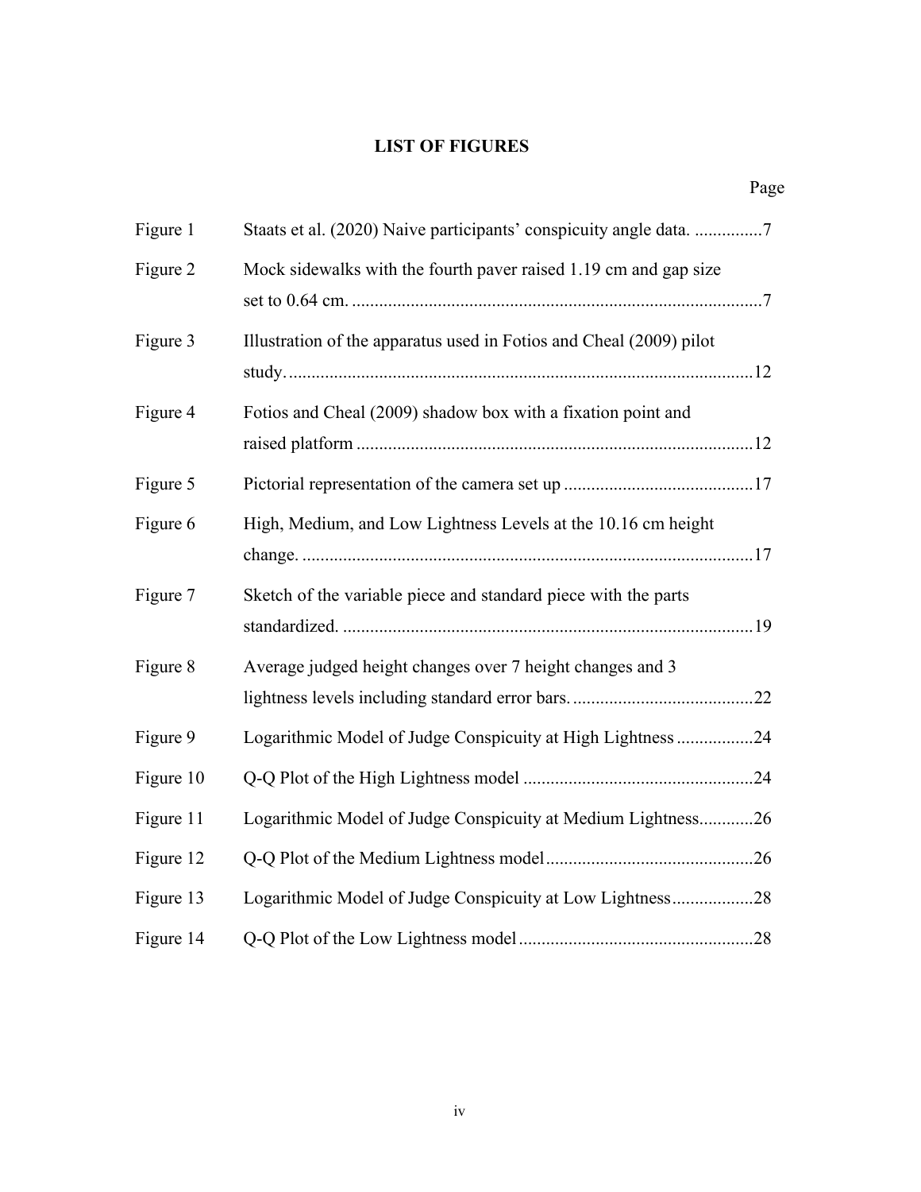## LIST OF FIGURES

| | | Page |
|---|---|---|
| Figure 1 | Staats et al. (2020) Naive participants' conspicuity angle data. | 7 |
| Figure 2 | Mock sidewalks with the fourth paver raised 1.19 cm and gap size set to 0.64 cm. | 7 |
| Figure 3 | Illustration of the apparatus used in Fotios and Cheal (2009) pilot study. | 12 |
| Figure 4 | Fotios and Cheal (2009) shadow box with a fixation point and raised platform | 12 |
| Figure 5 | Pictorial representation of the camera set up | 17 |
| Figure 6 | High, Medium, and Low Lightness Levels at the 10.16 cm height change. | 17 |
| Figure 7 | Sketch of the variable piece and standard piece with the parts standardized. | 19 |
| Figure 8 | Average judged height changes over 7 height changes and 3 lightness levels including standard error bars. | 22 |
| Figure 9 | Logarithmic Model of Judge Conspicuity at High Lightness | 24 |
| Figure 10 | Q-Q Plot of the High Lightness model | 24 |
| Figure 11 | Logarithmic Model of Judge Conspicuity at Medium Lightness | 26 |
| Figure 12 | Q-Q Plot of the Medium Lightness model | 26 |
| Figure 13 | Logarithmic Model of Judge Conspicuity at Low Lightness | 28 |
| Figure 14 | Q-Q Plot of the Low Lightness model | 28 |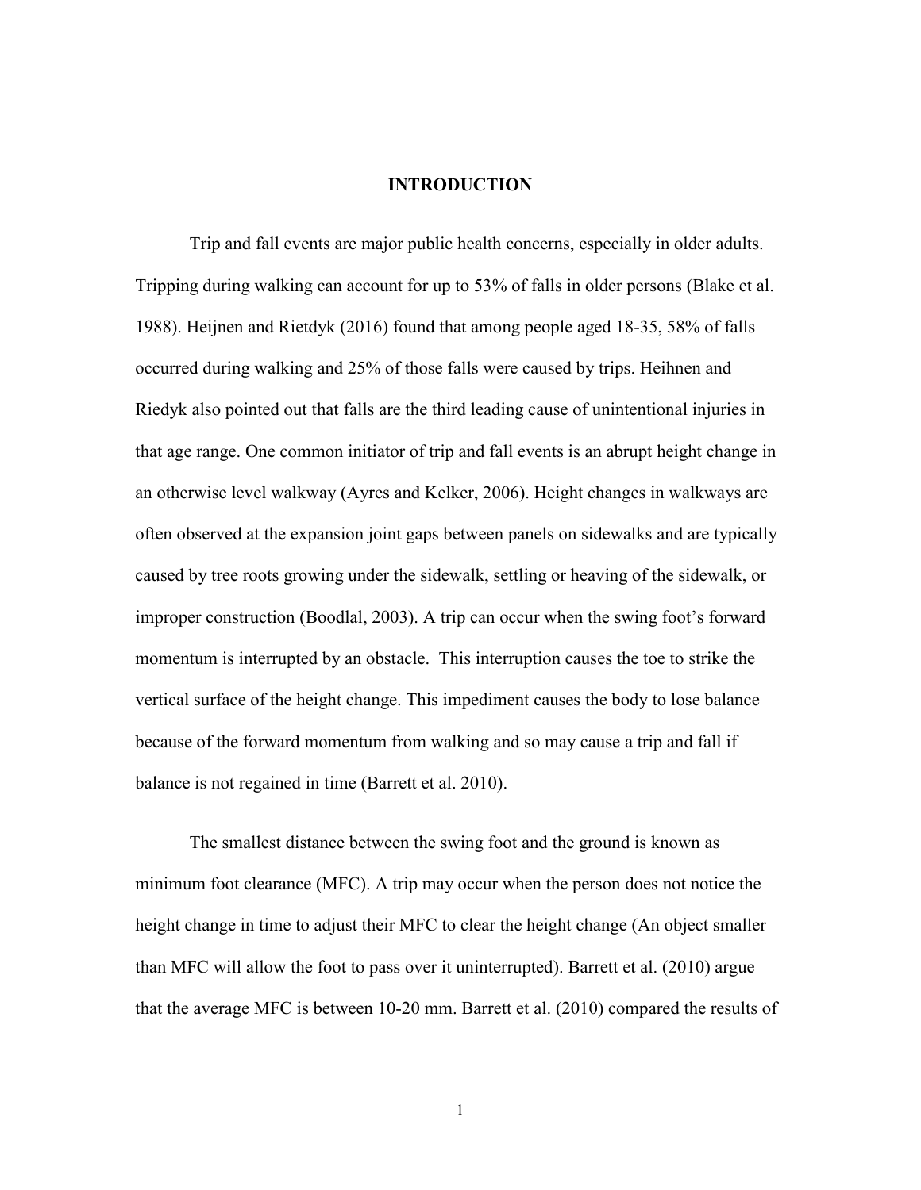# INTRODUCTION

Trip and fall events are major public health concerns, especially in older adults. Tripping during walking can account for up to 53% of falls in older persons (Blake et al. 1988). Heijnen and Rietdyk (2016) found that among people aged 18-35, 58% of falls occurred during walking and 25% of those falls were caused by trips. Heihnen and Riedyk also pointed out that falls are the third leading cause of unintentional injuries in that age range. One common initiator of trip and fall events is an abrupt height change in an otherwise level walkway (Ayres and Kelker, 2006). Height changes in walkways are often observed at the expansion joint gaps between panels on sidewalks and are typically caused by tree roots growing under the sidewalk, settling or heaving of the sidewalk, or improper construction (Boodlal, 2003). A trip can occur when the swing foot's forward momentum is interrupted by an obstacle. This interruption causes the toe to strike the vertical surface of the height change. This impediment causes the body to lose balance because of the forward momentum from walking and so may cause a trip and fall if balance is not regained in time (Barrett et al. 2010).

The smallest distance between the swing foot and the ground is known as minimum foot clearance (MFC). A trip may occur when the person does not notice the height change in time to adjust their MFC to clear the height change (An object smaller than MFC will allow the foot to pass over it uninterrupted). Barrett et al. (2010) argue that the average MFC is between 10-20 mm. Barrett et al. (2010) compared the results of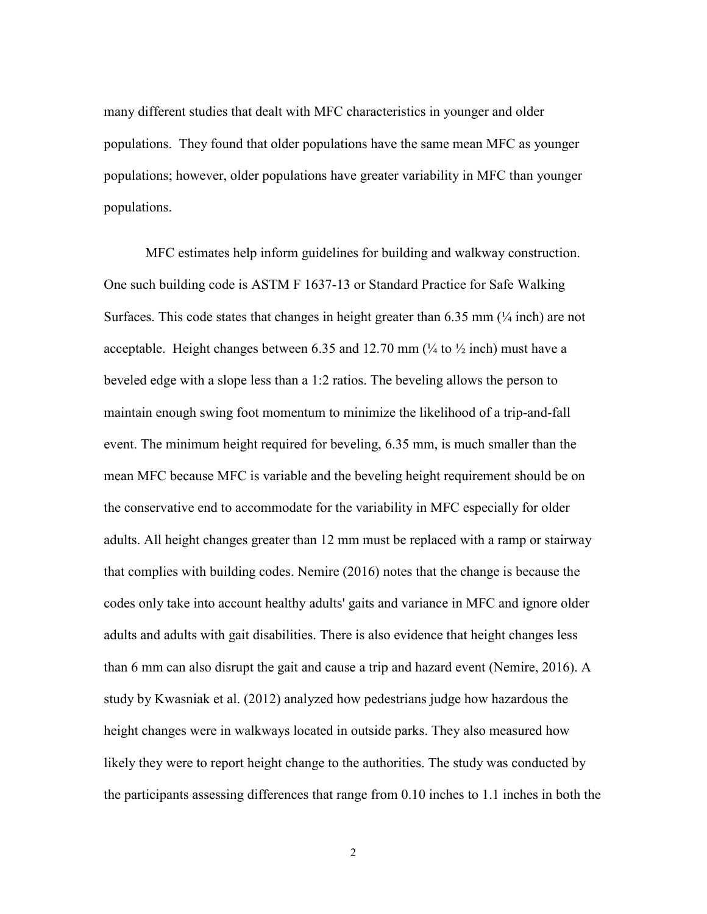many different studies that dealt with MFC characteristics in younger and older populations. They found that older populations have the same mean MFC as younger populations; however, older populations have greater variability in MFC than younger populations.

MFC estimates help inform guidelines for building and walkway construction. One such building code is ASTM F 1637-13 or Standard Practice for Safe Walking Surfaces. This code states that changes in height greater than 6.35 mm (¼ inch) are not acceptable. Height changes between 6.35 and 12.70 mm (¼ to ½ inch) must have a beveled edge with a slope less than a 1:2 ratios. The beveling allows the person to maintain enough swing foot momentum to minimize the likelihood of a trip-and-fall event. The minimum height required for beveling, 6.35 mm, is much smaller than the mean MFC because MFC is variable and the beveling height requirement should be on the conservative end to accommodate for the variability in MFC especially for older adults. All height changes greater than 12 mm must be replaced with a ramp or stairway that complies with building codes. Nemire (2016) notes that the change is because the codes only take into account healthy adults' gaits and variance in MFC and ignore older adults and adults with gait disabilities. There is also evidence that height changes less than 6 mm can also disrupt the gait and cause a trip and hazard event (Nemire, 2016). A study by Kwasniak et al. (2012) analyzed how pedestrians judge how hazardous the height changes were in walkways located in outside parks. They also measured how likely they were to report height change to the authorities. The study was conducted by the participants assessing differences that range from 0.10 inches to 1.1 inches in both the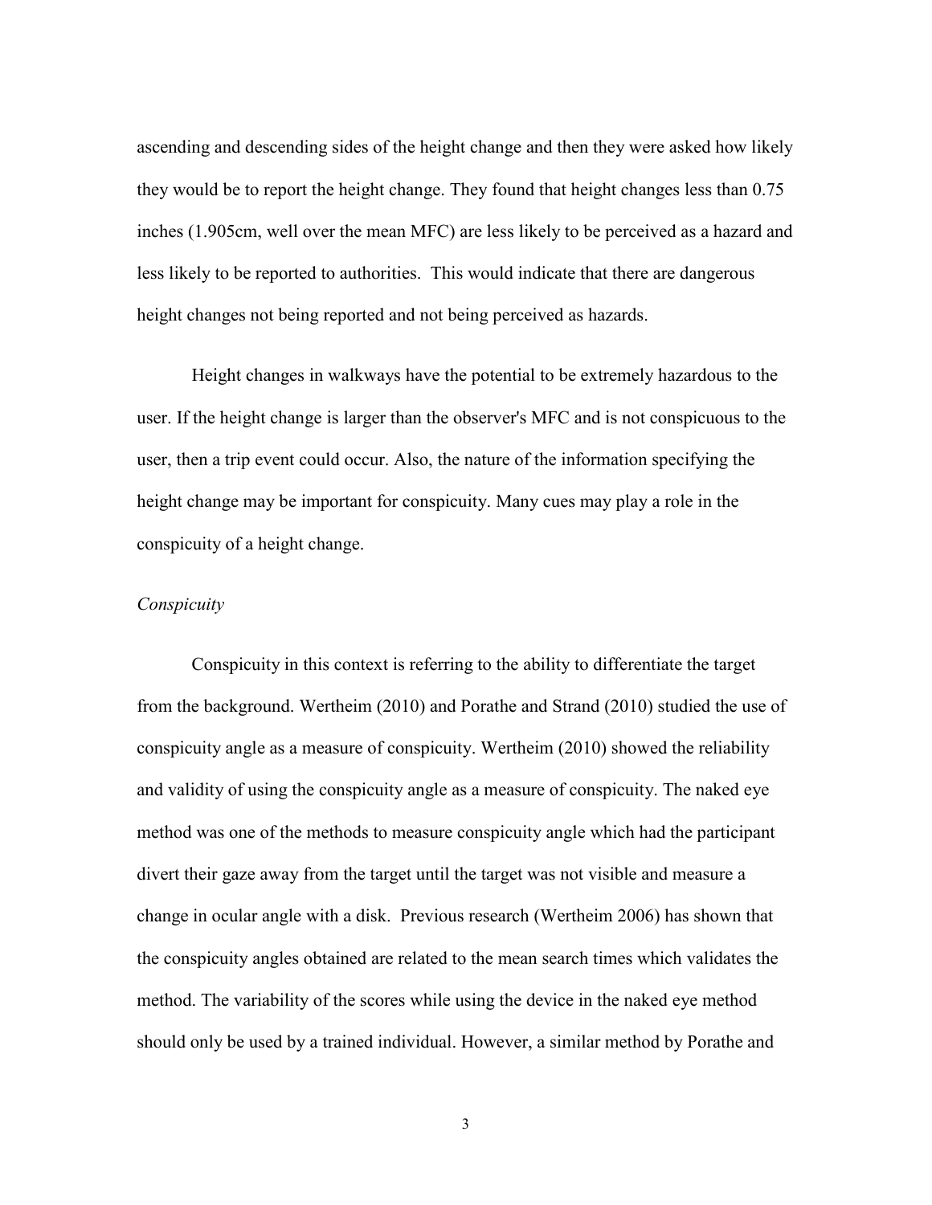ascending and descending sides of the height change and then they were asked how likely they would be to report the height change. They found that height changes less than 0.75 inches (1.905cm, well over the mean MFC) are less likely to be perceived as a hazard and less likely to be reported to authorities. This would indicate that there are dangerous height changes not being reported and not being perceived as hazards.

Height changes in walkways have the potential to be extremely hazardous to the user. If the height change is larger than the observer's MFC and is not conspicuous to the user, then a trip event could occur. Also, the nature of the information specifying the height change may be important for conspicuity. Many cues may play a role in the conspicuity of a height change.

*Conspicuity*

Conspicuity in this context is referring to the ability to differentiate the target from the background. Wertheim (2010) and Porathe and Strand (2010) studied the use of conspicuity angle as a measure of conspicuity. Wertheim (2010) showed the reliability and validity of using the conspicuity angle as a measure of conspicuity. The naked eye method was one of the methods to measure conspicuity angle which had the participant divert their gaze away from the target until the target was not visible and measure a change in ocular angle with a disk. Previous research (Wertheim 2006) has shown that the conspicuity angles obtained are related to the mean search times which validates the method. The variability of the scores while using the device in the naked eye method should only be used by a trained individual. However, a similar method by Porathe and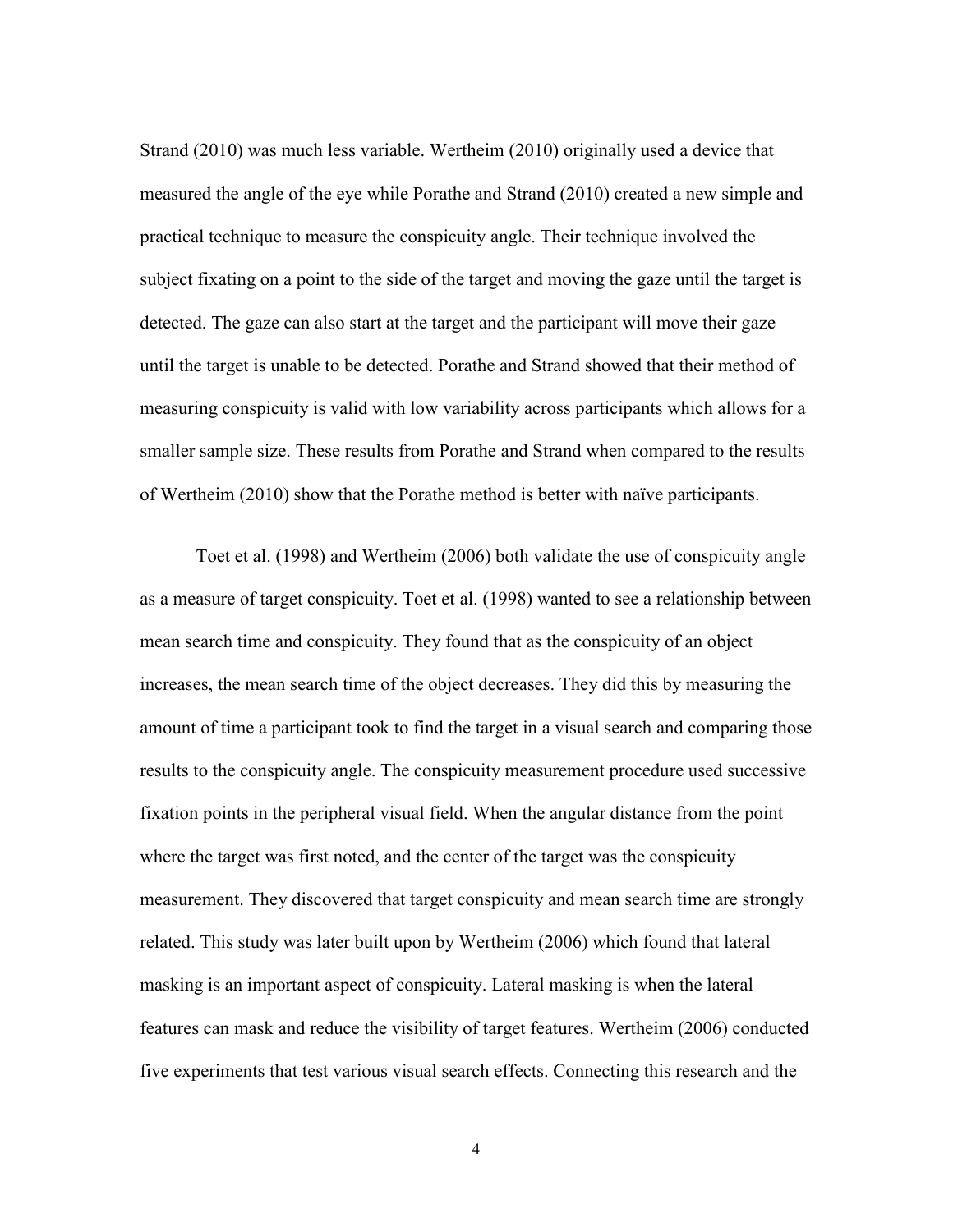Strand (2010) was much less variable. Wertheim (2010) originally used a device that measured the angle of the eye while Porathe and Strand (2010) created a new simple and practical technique to measure the conspicuity angle. Their technique involved the subject fixating on a point to the side of the target and moving the gaze until the target is detected. The gaze can also start at the target and the participant will move their gaze until the target is unable to be detected. Porathe and Strand showed that their method of measuring conspicuity is valid with low variability across participants which allows for a smaller sample size. These results from Porathe and Strand when compared to the results of Wertheim (2010) show that the Porathe method is better with naïve participants.

Toet et al. (1998) and Wertheim (2006) both validate the use of conspicuity angle as a measure of target conspicuity. Toet et al. (1998) wanted to see a relationship between mean search time and conspicuity. They found that as the conspicuity of an object increases, the mean search time of the object decreases. They did this by measuring the amount of time a participant took to find the target in a visual search and comparing those results to the conspicuity angle. The conspicuity measurement procedure used successive fixation points in the peripheral visual field. When the angular distance from the point where the target was first noted, and the center of the target was the conspicuity measurement. They discovered that target conspicuity and mean search time are strongly related. This study was later built upon by Wertheim (2006) which found that lateral masking is an important aspect of conspicuity. Lateral masking is when the lateral features can mask and reduce the visibility of target features. Wertheim (2006) conducted five experiments that test various visual search effects. Connecting this research and the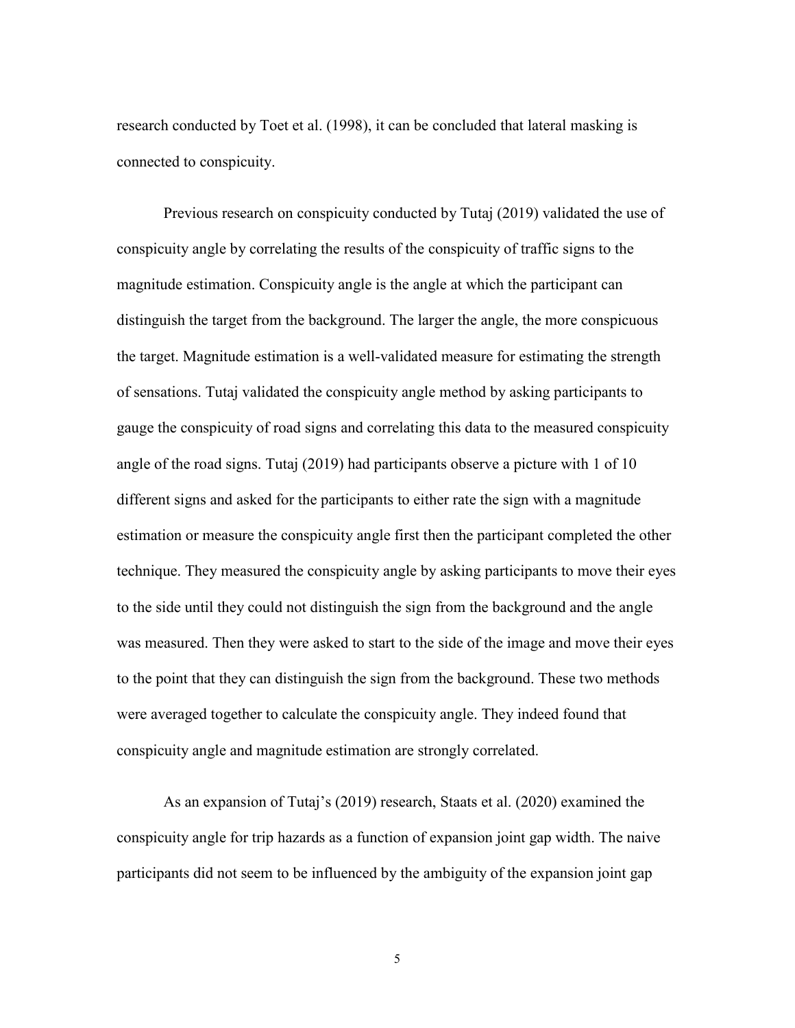research conducted by Toet et al. (1998), it can be concluded that lateral masking is connected to conspicuity.

Previous research on conspicuity conducted by Tutaj (2019) validated the use of conspicuity angle by correlating the results of the conspicuity of traffic signs to the magnitude estimation. Conspicuity angle is the angle at which the participant can distinguish the target from the background. The larger the angle, the more conspicuous the target. Magnitude estimation is a well-validated measure for estimating the strength of sensations. Tutaj validated the conspicuity angle method by asking participants to gauge the conspicuity of road signs and correlating this data to the measured conspicuity angle of the road signs. Tutaj (2019) had participants observe a picture with 1 of 10 different signs and asked for the participants to either rate the sign with a magnitude estimation or measure the conspicuity angle first then the participant completed the other technique. They measured the conspicuity angle by asking participants to move their eyes to the side until they could not distinguish the sign from the background and the angle was measured. Then they were asked to start to the side of the image and move their eyes to the point that they can distinguish the sign from the background. These two methods were averaged together to calculate the conspicuity angle. They indeed found that conspicuity angle and magnitude estimation are strongly correlated.

As an expansion of Tutaj's (2019) research, Staats et al. (2020) examined the conspicuity angle for trip hazards as a function of expansion joint gap width. The naive participants did not seem to be influenced by the ambiguity of the expansion joint gap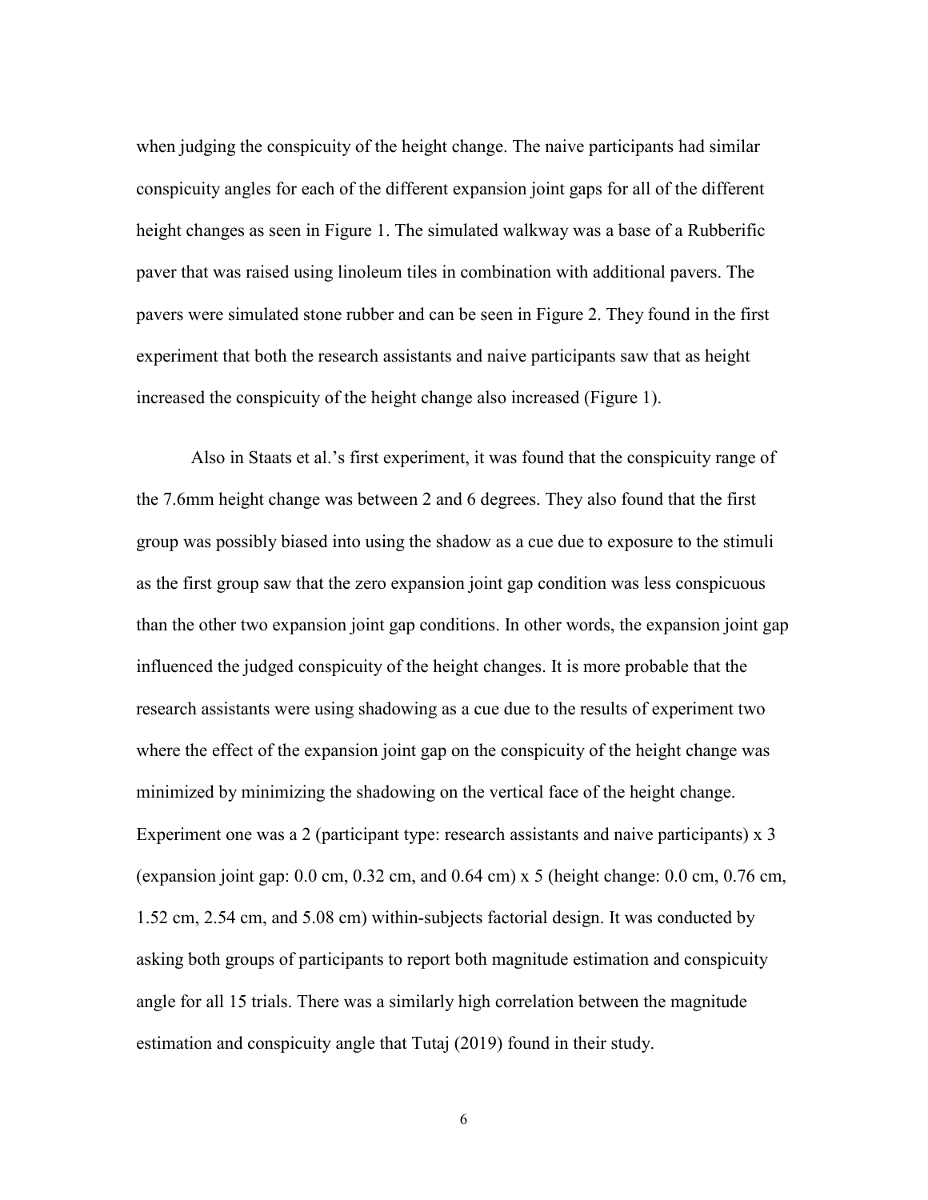when judging the conspicuity of the height change. The naive participants had similar conspicuity angles for each of the different expansion joint gaps for all of the different height changes as seen in Figure 1. The simulated walkway was a base of a Rubberific paver that was raised using linoleum tiles in combination with additional pavers. The pavers were simulated stone rubber and can be seen in Figure 2. They found in the first experiment that both the research assistants and naive participants saw that as height increased the conspicuity of the height change also increased (Figure 1).

Also in Staats et al.'s first experiment, it was found that the conspicuity range of the 7.6mm height change was between 2 and 6 degrees. They also found that the first group was possibly biased into using the shadow as a cue due to exposure to the stimuli as the first group saw that the zero expansion joint gap condition was less conspicuous than the other two expansion joint gap conditions. In other words, the expansion joint gap influenced the judged conspicuity of the height changes. It is more probable that the research assistants were using shadowing as a cue due to the results of experiment two where the effect of the expansion joint gap on the conspicuity of the height change was minimized by minimizing the shadowing on the vertical face of the height change. Experiment one was a 2 (participant type: research assistants and naive participants) x 3 (expansion joint gap: 0.0 cm, 0.32 cm, and 0.64 cm) x 5 (height change: 0.0 cm, 0.76 cm, 1.52 cm, 2.54 cm, and 5.08 cm) within-subjects factorial design. It was conducted by asking both groups of participants to report both magnitude estimation and conspicuity angle for all 15 trials. There was a similarly high correlation between the magnitude estimation and conspicuity angle that Tutaj (2019) found in their study.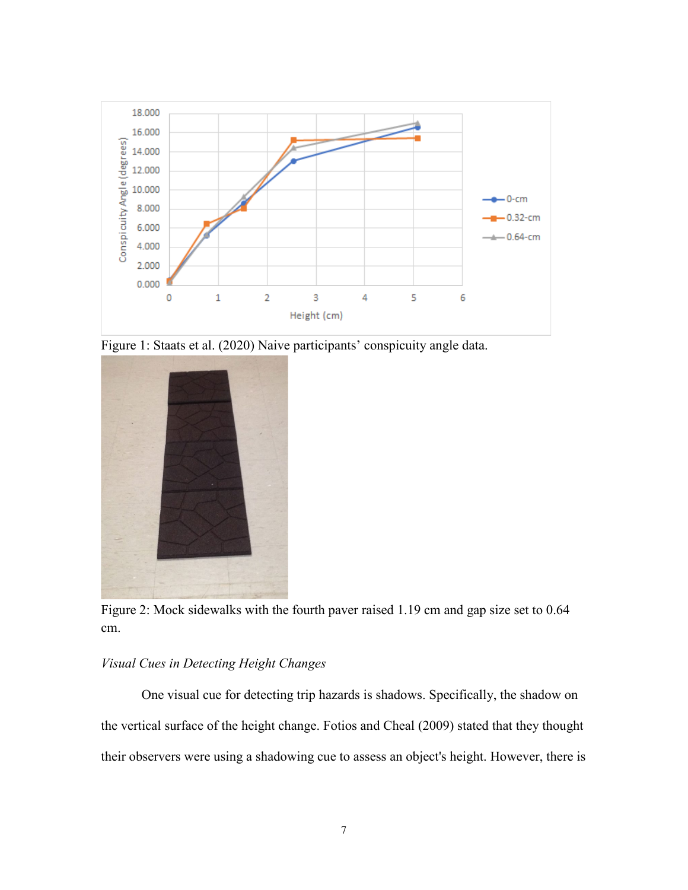Figure 1: Staats et al. (2020) Naive participants' conspicuity angle data.

Figure 2: Mock sidewalks with the fourth paver raised 1.19 cm and gap size set to 0.64 cm.

*Visual Cues in Detecting Height Changes*

One visual cue for detecting trip hazards is shadows. Specifically, the shadow on the vertical surface of the height change. Fotios and Cheal (2009) stated that they thought their observers were using a shadowing cue to assess an object's height. However, there is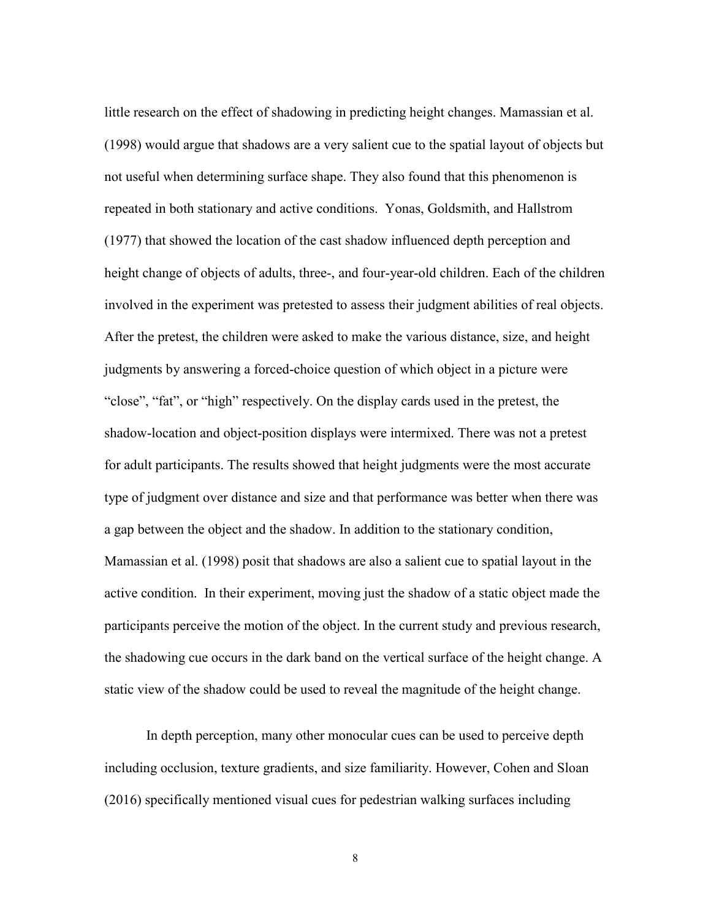little research on the effect of shadowing in predicting height changes. Mamassian et al. (1998) would argue that shadows are a very salient cue to the spatial layout of objects but not useful when determining surface shape. They also found that this phenomenon is repeated in both stationary and active conditions. Yonas, Goldsmith, and Hallstrom (1977) that showed the location of the cast shadow influenced depth perception and height change of objects of adults, three-, and four-year-old children. Each of the children involved in the experiment was pretested to assess their judgment abilities of real objects. After the pretest, the children were asked to make the various distance, size, and height judgments by answering a forced-choice question of which object in a picture were "close", "fat", or "high" respectively. On the display cards used in the pretest, the shadow-location and object-position displays were intermixed. There was not a pretest for adult participants. The results showed that height judgments were the most accurate type of judgment over distance and size and that performance was better when there was a gap between the object and the shadow. In addition to the stationary condition, Mamassian et al. (1998) posit that shadows are also a salient cue to spatial layout in the active condition. In their experiment, moving just the shadow of a static object made the participants perceive the motion of the object. In the current study and previous research, the shadowing cue occurs in the dark band on the vertical surface of the height change. A static view of the shadow could be used to reveal the magnitude of the height change.

In depth perception, many other monocular cues can be used to perceive depth including occlusion, texture gradients, and size familiarity. However, Cohen and Sloan (2016) specifically mentioned visual cues for pedestrian walking surfaces including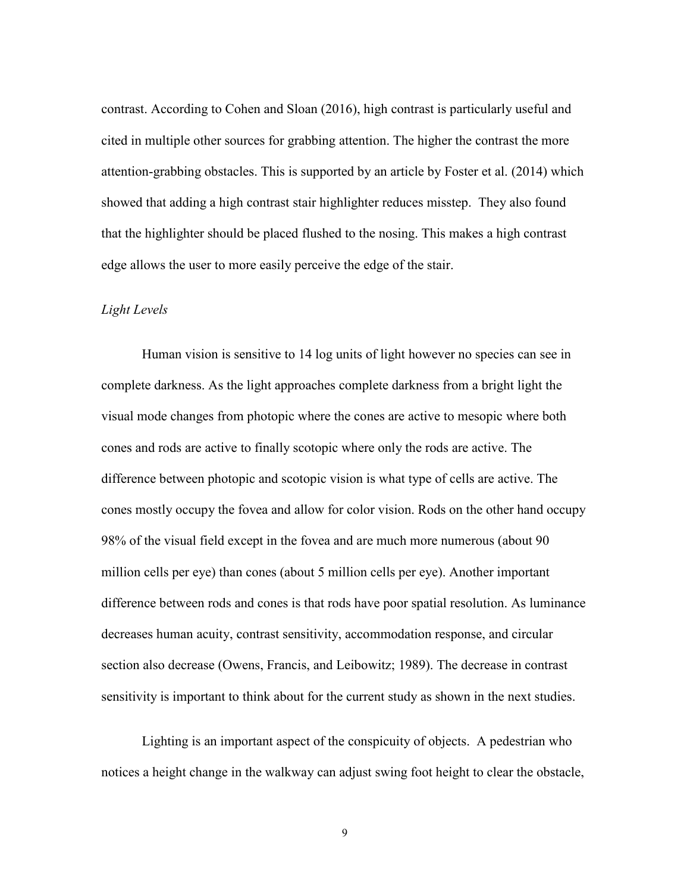contrast. According to Cohen and Sloan (2016), high contrast is particularly useful and cited in multiple other sources for grabbing attention. The higher the contrast the more attention-grabbing obstacles. This is supported by an article by Foster et al. (2014) which showed that adding a high contrast stair highlighter reduces misstep. They also found that the highlighter should be placed flushed to the nosing. This makes a high contrast edge allows the user to more easily perceive the edge of the stair.

*Light Levels*

Human vision is sensitive to 14 log units of light however no species can see in complete darkness. As the light approaches complete darkness from a bright light the visual mode changes from photopic where the cones are active to mesopic where both cones and rods are active to finally scotopic where only the rods are active. The difference between photopic and scotopic vision is what type of cells are active. The cones mostly occupy the fovea and allow for color vision. Rods on the other hand occupy 98% of the visual field except in the fovea and are much more numerous (about 90 million cells per eye) than cones (about 5 million cells per eye). Another important difference between rods and cones is that rods have poor spatial resolution. As luminance decreases human acuity, contrast sensitivity, accommodation response, and circular section also decrease (Owens, Francis, and Leibowitz; 1989). The decrease in contrast sensitivity is important to think about for the current study as shown in the next studies.

Lighting is an important aspect of the conspicuity of objects. A pedestrian who notices a height change in the walkway can adjust swing foot height to clear the obstacle,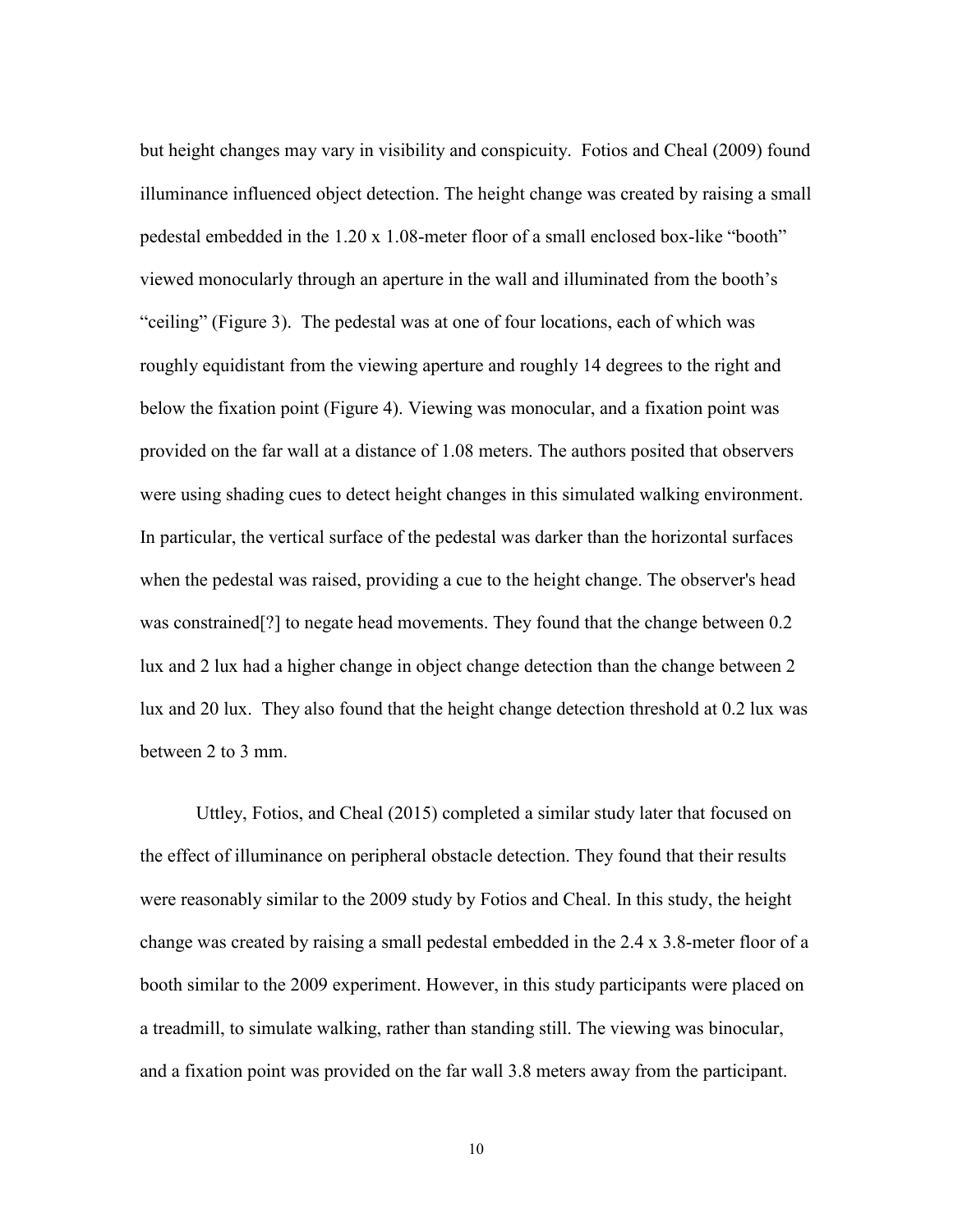but height changes may vary in visibility and conspicuity. Fotios and Cheal (2009) found illuminance influenced object detection. The height change was created by raising a small pedestal embedded in the 1.20 x 1.08-meter floor of a small enclosed box-like "booth" viewed monocularly through an aperture in the wall and illuminated from the booth's "ceiling" (Figure 3). The pedestal was at one of four locations, each of which was roughly equidistant from the viewing aperture and roughly 14 degrees to the right and below the fixation point (Figure 4). Viewing was monocular, and a fixation point was provided on the far wall at a distance of 1.08 meters. The authors posited that observers were using shading cues to detect height changes in this simulated walking environment. In particular, the vertical surface of the pedestal was darker than the horizontal surfaces when the pedestal was raised, providing a cue to the height change. The observer's head was constrained[?] to negate head movements. They found that the change between 0.2 lux and 2 lux had a higher change in object change detection than the change between 2 lux and 20 lux. They also found that the height change detection threshold at 0.2 lux was between 2 to 3 mm.

Uttley, Fotios, and Cheal (2015) completed a similar study later that focused on the effect of illuminance on peripheral obstacle detection. They found that their results were reasonably similar to the 2009 study by Fotios and Cheal. In this study, the height change was created by raising a small pedestal embedded in the 2.4 x 3.8-meter floor of a booth similar to the 2009 experiment. However, in this study participants were placed on a treadmill, to simulate walking, rather than standing still. The viewing was binocular, and a fixation point was provided on the far wall 3.8 meters away from the participant.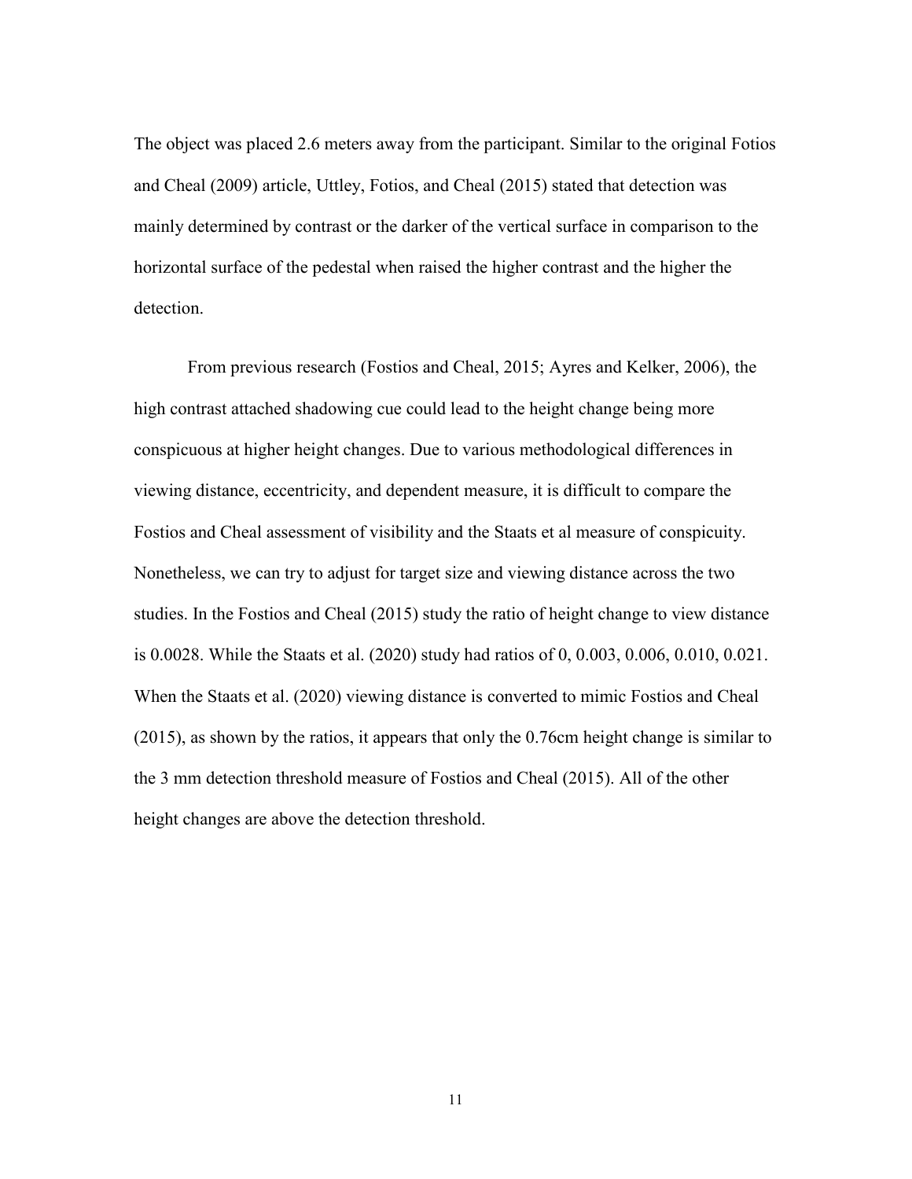The object was placed 2.6 meters away from the participant. Similar to the original Fotios and Cheal (2009) article, Uttley, Fotios, and Cheal (2015) stated that detection was mainly determined by contrast or the darker of the vertical surface in comparison to the horizontal surface of the pedestal when raised the higher contrast and the higher the detection.

From previous research (Fostios and Cheal, 2015; Ayres and Kelker, 2006), the high contrast attached shadowing cue could lead to the height change being more conspicuous at higher height changes. Due to various methodological differences in viewing distance, eccentricity, and dependent measure, it is difficult to compare the Fostios and Cheal assessment of visibility and the Staats et al measure of conspicuity. Nonetheless, we can try to adjust for target size and viewing distance across the two studies. In the Fostios and Cheal (2015) study the ratio of height change to view distance is 0.0028. While the Staats et al. (2020) study had ratios of 0, 0.003, 0.006, 0.010, 0.021. When the Staats et al. (2020) viewing distance is converted to mimic Fostios and Cheal (2015), as shown by the ratios, it appears that only the 0.76cm height change is similar to the 3 mm detection threshold measure of Fostios and Cheal (2015). All of the other height changes are above the detection threshold.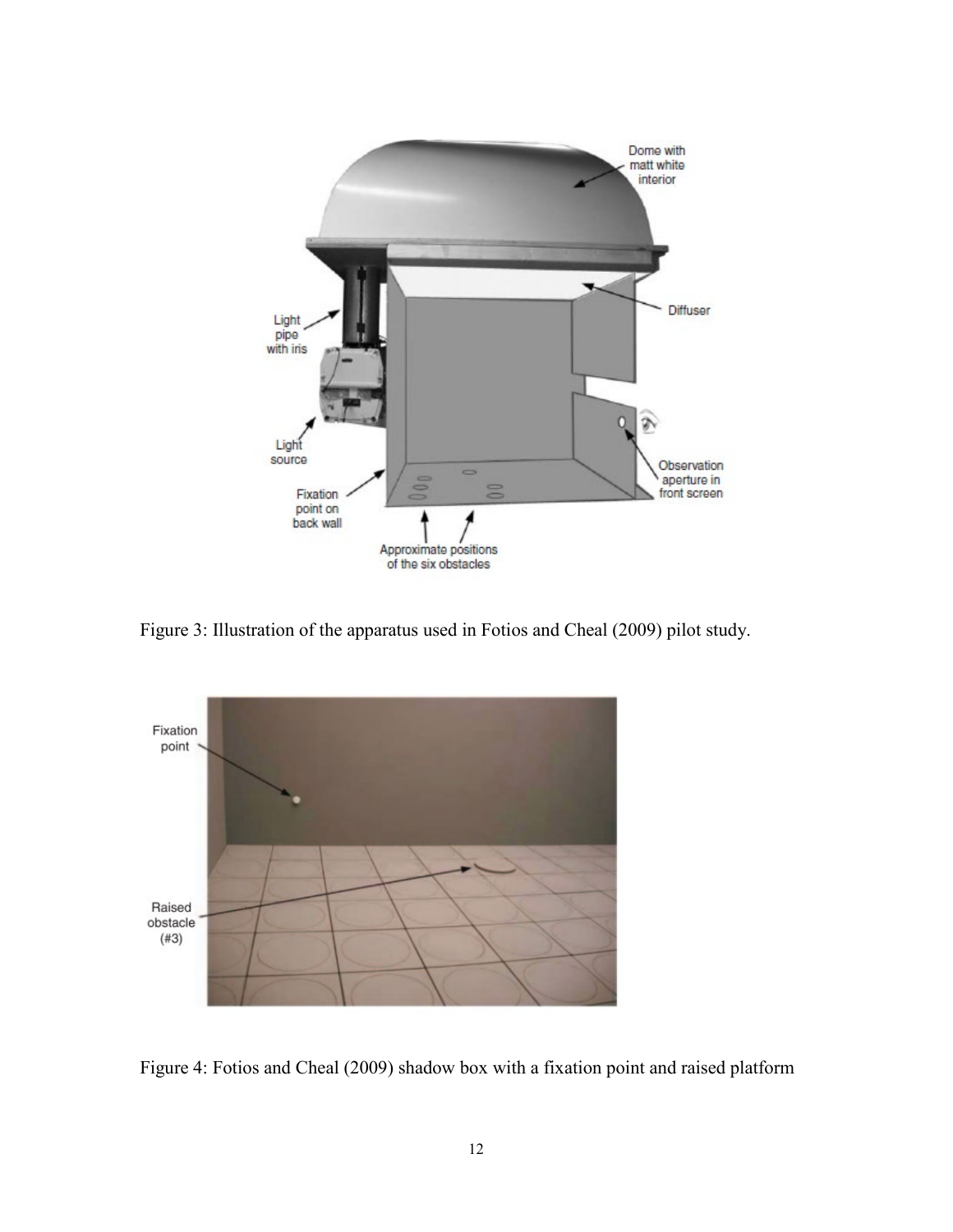Figure 3: Illustration of the apparatus used in Fotios and Cheal (2009) pilot study.

Figure 4: Fotios and Cheal (2009) shadow box with a fixation point and raised platform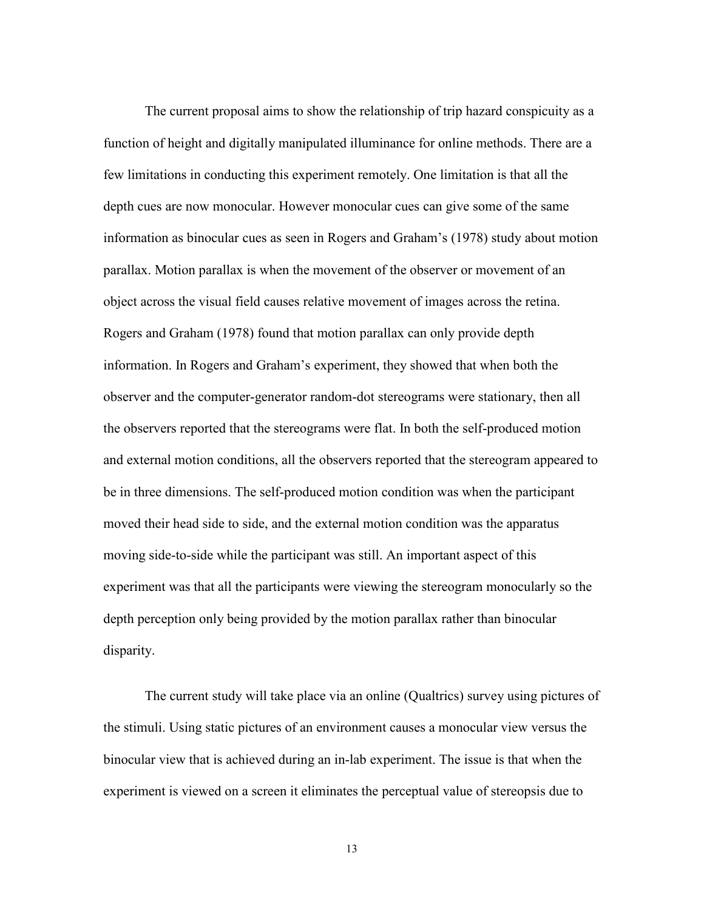The current proposal aims to show the relationship of trip hazard conspicuity as a function of height and digitally manipulated illuminance for online methods. There are a few limitations in conducting this experiment remotely. One limitation is that all the depth cues are now monocular. However monocular cues can give some of the same information as binocular cues as seen in Rogers and Graham's (1978) study about motion parallax. Motion parallax is when the movement of the observer or movement of an object across the visual field causes relative movement of images across the retina. Rogers and Graham (1978) found that motion parallax can only provide depth information. In Rogers and Graham's experiment, they showed that when both the observer and the computer-generator random-dot stereograms were stationary, then all the observers reported that the stereograms were flat. In both the self-produced motion and external motion conditions, all the observers reported that the stereogram appeared to be in three dimensions. The self-produced motion condition was when the participant moved their head side to side, and the external motion condition was the apparatus moving side-to-side while the participant was still. An important aspect of this experiment was that all the participants were viewing the stereogram monocularly so the depth perception only being provided by the motion parallax rather than binocular disparity.

The current study will take place via an online (Qualtrics) survey using pictures of the stimuli. Using static pictures of an environment causes a monocular view versus the binocular view that is achieved during an in-lab experiment. The issue is that when the experiment is viewed on a screen it eliminates the perceptual value of stereopsis due to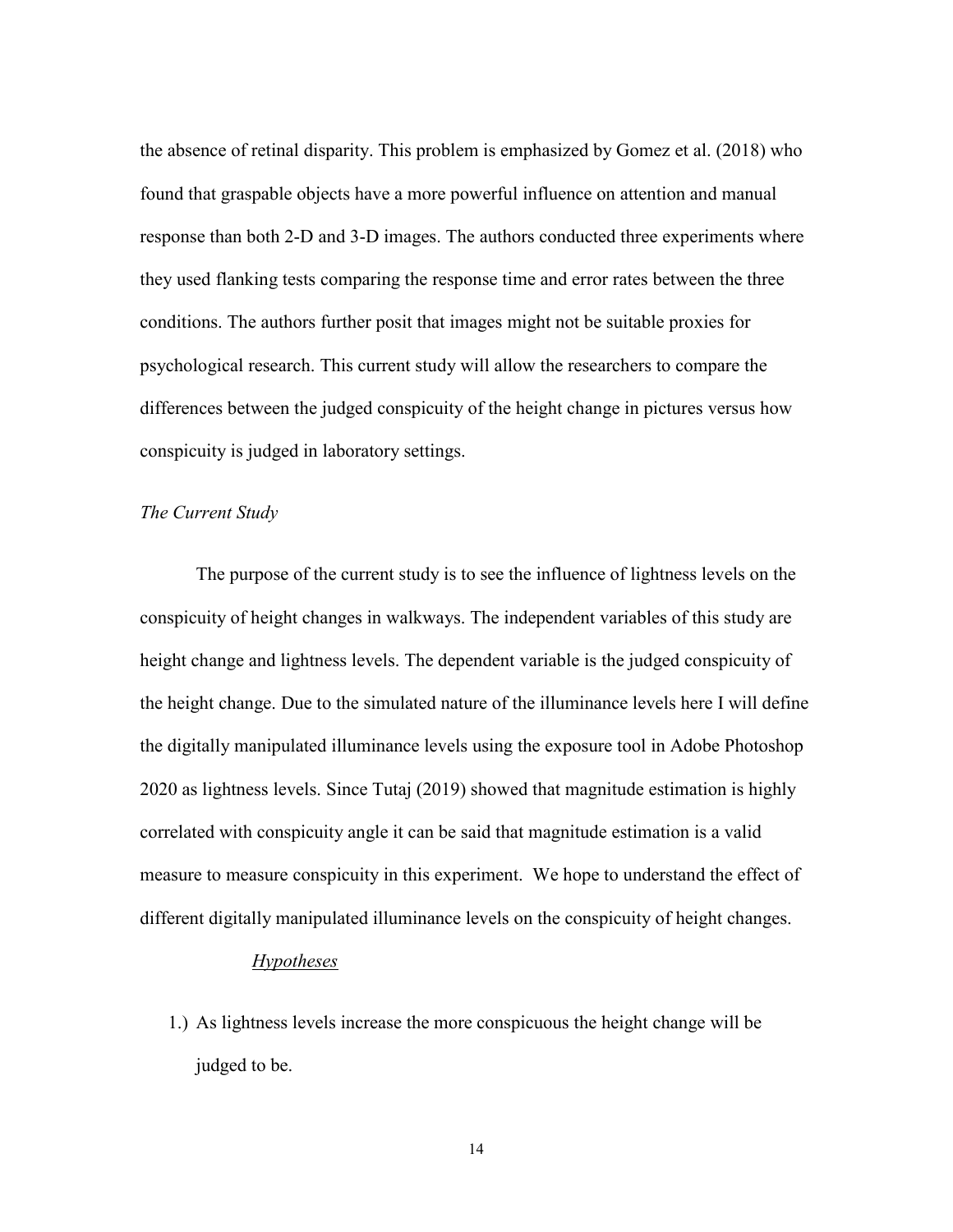the absence of retinal disparity. This problem is emphasized by Gomez et al. (2018) who found that graspable objects have a more powerful influence on attention and manual response than both 2-D and 3-D images. The authors conducted three experiments where they used flanking tests comparing the response time and error rates between the three conditions. The authors further posit that images might not be suitable proxies for psychological research. This current study will allow the researchers to compare the differences between the judged conspicuity of the height change in pictures versus how conspicuity is judged in laboratory settings.

*The Current Study*

The purpose of the current study is to see the influence of lightness levels on the conspicuity of height changes in walkways. The independent variables of this study are height change and lightness levels. The dependent variable is the judged conspicuity of the height change. Due to the simulated nature of the illuminance levels here I will define the digitally manipulated illuminance levels using the exposure tool in Adobe Photoshop 2020 as lightness levels. Since Tutaj (2019) showed that magnitude estimation is highly correlated with conspicuity angle it can be said that magnitude estimation is a valid measure to measure conspicuity in this experiment. We hope to understand the effect of different digitally manipulated illuminance levels on the conspicuity of height changes.

<u>*Hypotheses*</u>

1.) As lightness levels increase the more conspicuous the height change will be judged to be.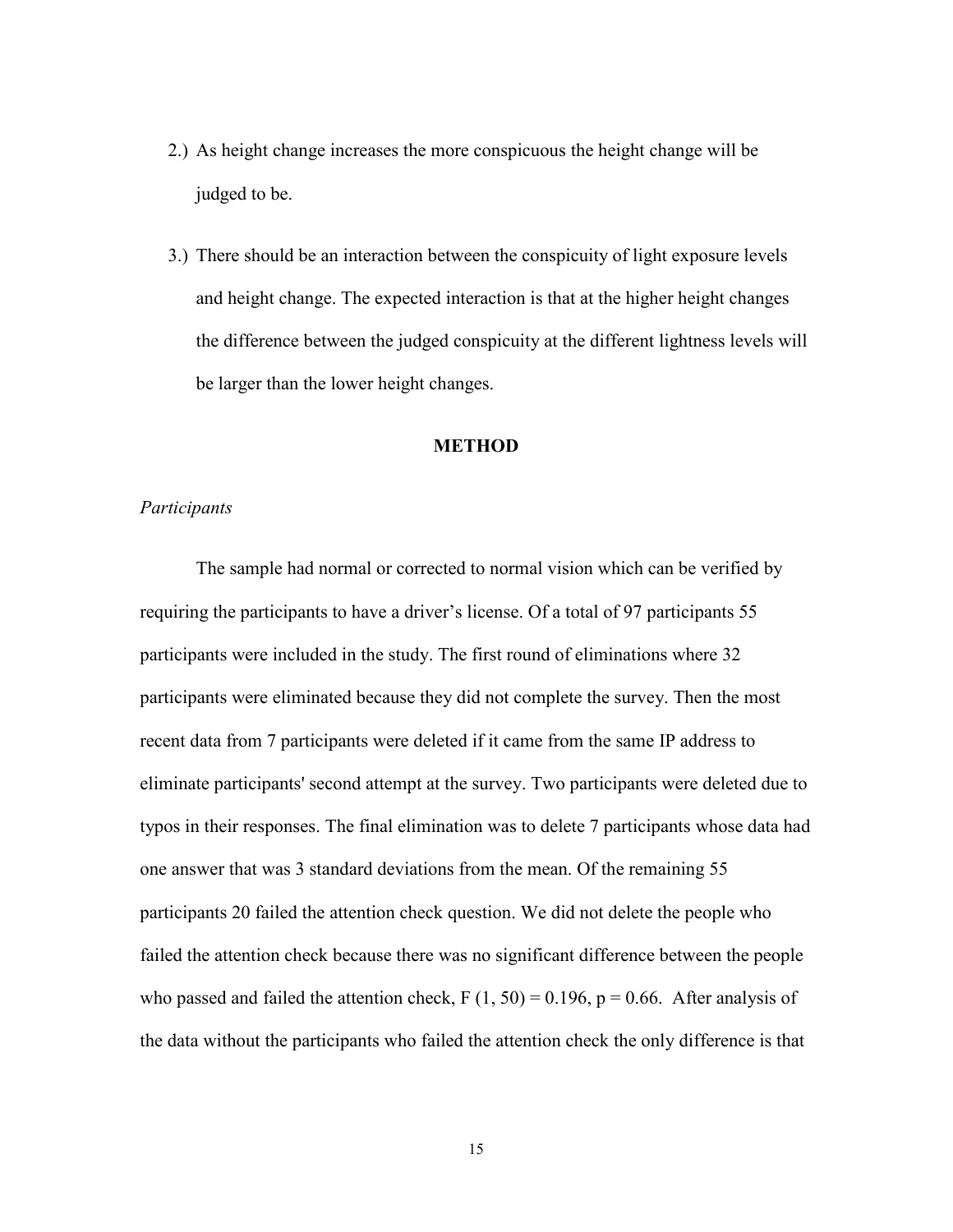2.) As height change increases the more conspicuous the height change will be judged to be.

3.) There should be an interaction between the conspicuity of light exposure levels and height change. The expected interaction is that at the higher height changes the difference between the judged conspicuity at the different lightness levels will be larger than the lower height changes.

## METHOD

*Participants*

The sample had normal or corrected to normal vision which can be verified by requiring the participants to have a driver's license. Of a total of 97 participants 55 participants were included in the study. The first round of eliminations where 32 participants were eliminated because they did not complete the survey. Then the most recent data from 7 participants were deleted if it came from the same IP address to eliminate participants' second attempt at the survey. Two participants were deleted due to typos in their responses. The final elimination was to delete 7 participants whose data had one answer that was 3 standard deviations from the mean. Of the remaining 55 participants 20 failed the attention check question. We did not delete the people who failed the attention check because there was no significant difference between the people who passed and failed the attention check, $F(1, 50) = 0.196$, $p = 0.66$. After analysis of the data without the participants who failed the attention check the only difference is that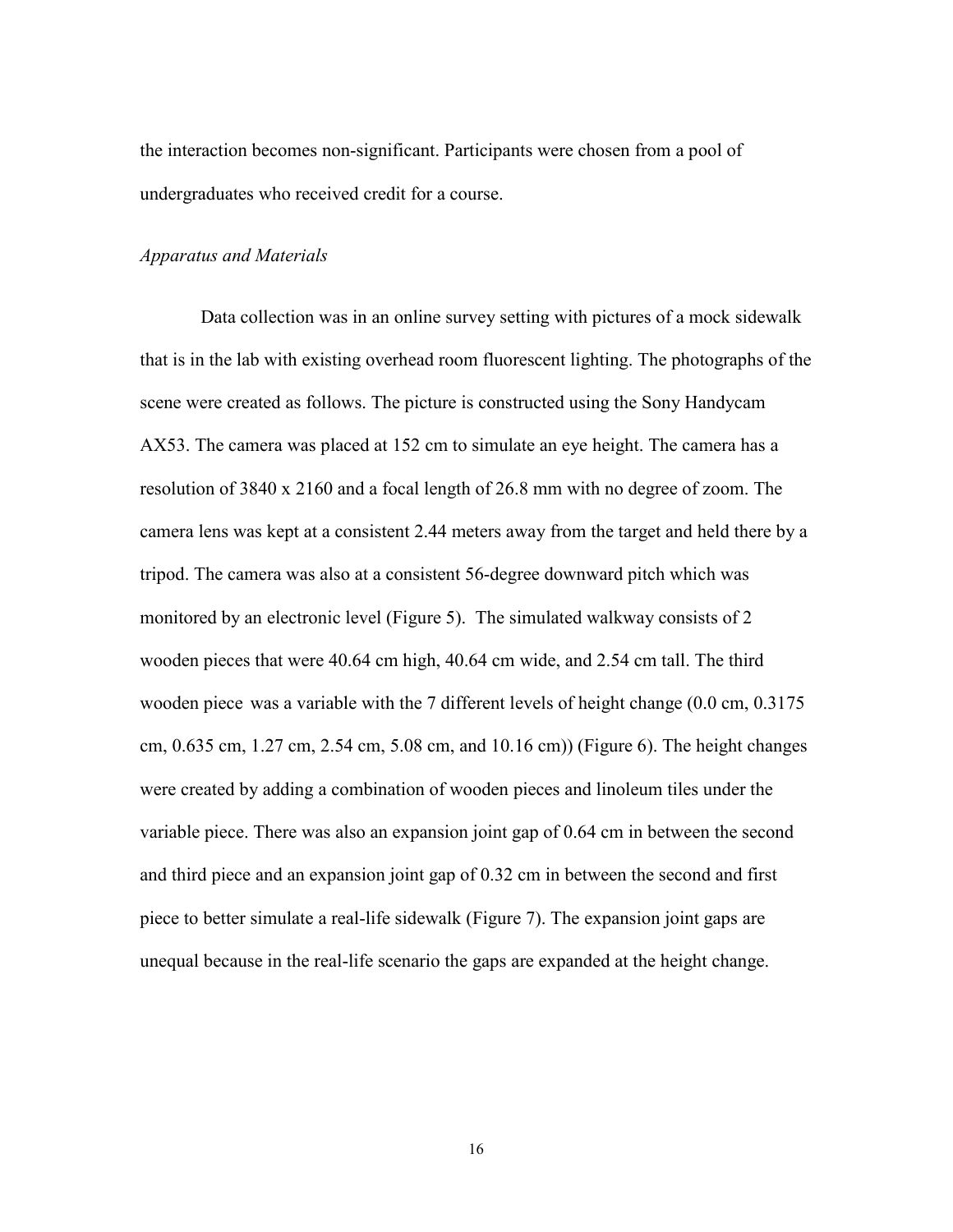the interaction becomes non-significant. Participants were chosen from a pool of undergraduates who received credit for a course.

*Apparatus and Materials*

Data collection was in an online survey setting with pictures of a mock sidewalk that is in the lab with existing overhead room fluorescent lighting. The photographs of the scene were created as follows. The picture is constructed using the Sony Handycam AX53. The camera was placed at 152 cm to simulate an eye height. The camera has a resolution of 3840 x 2160 and a focal length of 26.8 mm with no degree of zoom. The camera lens was kept at a consistent 2.44 meters away from the target and held there by a tripod. The camera was also at a consistent 56-degree downward pitch which was monitored by an electronic level (Figure 5). The simulated walkway consists of 2 wooden pieces that were 40.64 cm high, 40.64 cm wide, and 2.54 cm tall. The third wooden piece was a variable with the 7 different levels of height change (0.0 cm, 0.3175 cm, 0.635 cm, 1.27 cm, 2.54 cm, 5.08 cm, and 10.16 cm)) (Figure 6). The height changes were created by adding a combination of wooden pieces and linoleum tiles under the variable piece. There was also an expansion joint gap of 0.64 cm in between the second and third piece and an expansion joint gap of 0.32 cm in between the second and first piece to better simulate a real-life sidewalk (Figure 7). The expansion joint gaps are unequal because in the real-life scenario the gaps are expanded at the height change.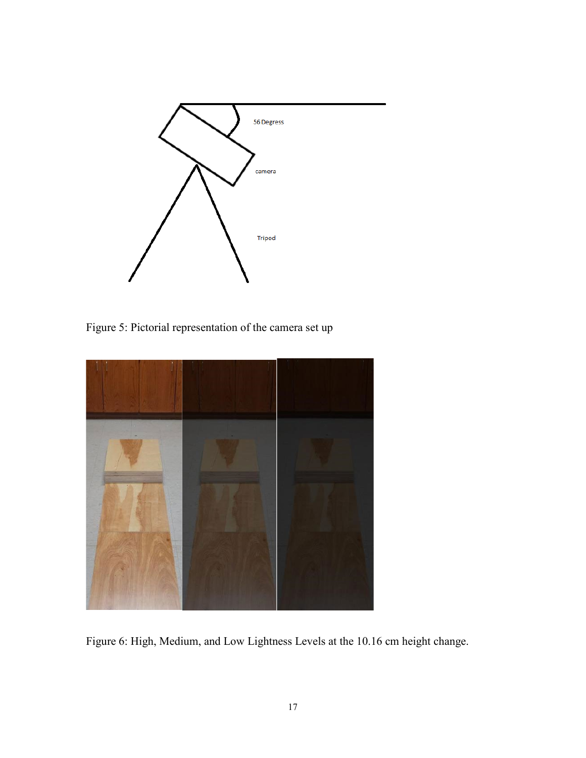Figure 5: Pictorial representation of the camera set up

Figure 6: High, Medium, and Low Lightness Levels at the 10.16 cm height change.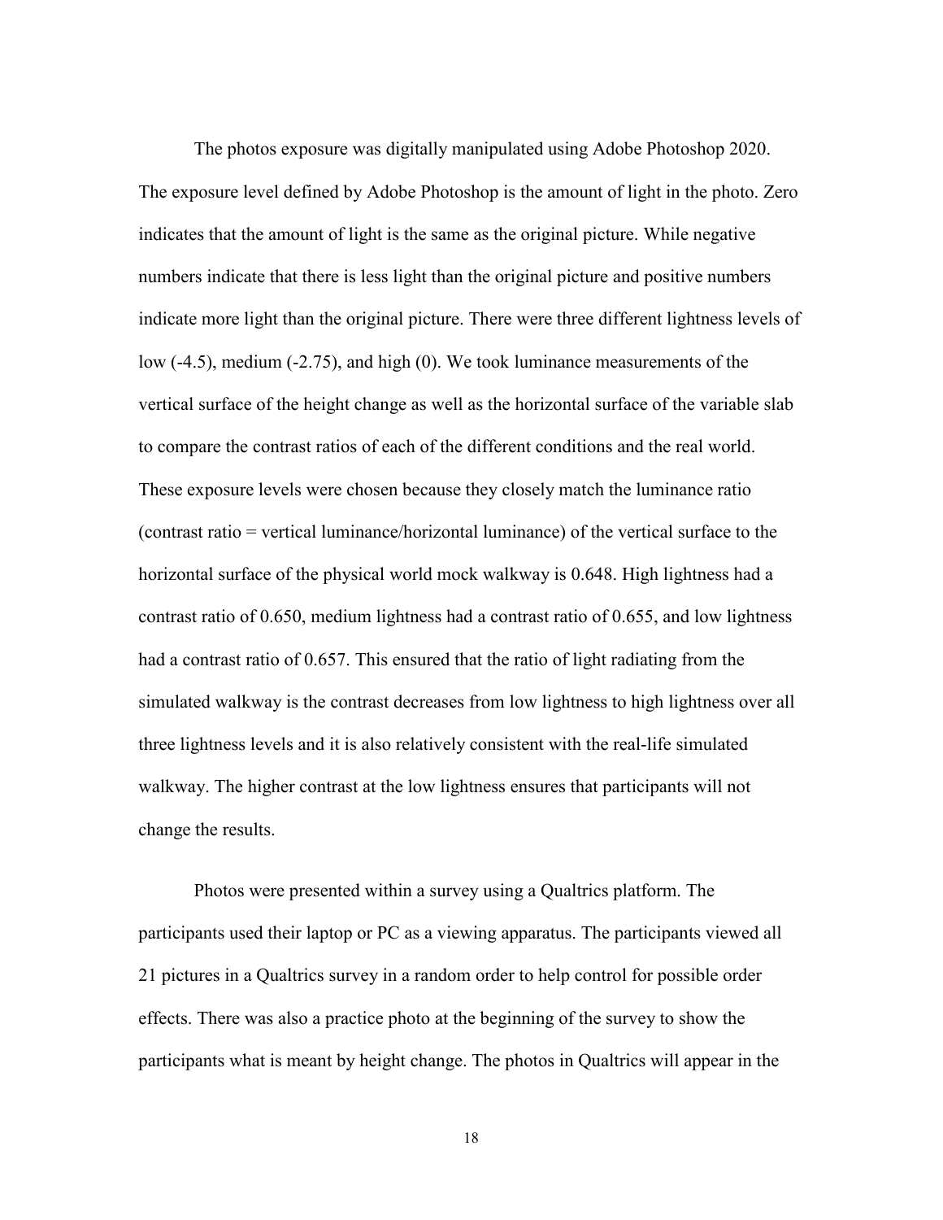The photos exposure was digitally manipulated using Adobe Photoshop 2020. The exposure level defined by Adobe Photoshop is the amount of light in the photo. Zero indicates that the amount of light is the same as the original picture. While negative numbers indicate that there is less light than the original picture and positive numbers indicate more light than the original picture. There were three different lightness levels of low (-4.5), medium (-2.75), and high (0). We took luminance measurements of the vertical surface of the height change as well as the horizontal surface of the variable slab to compare the contrast ratios of each of the different conditions and the real world. These exposure levels were chosen because they closely match the luminance ratio (contrast ratio = vertical luminance/horizontal luminance) of the vertical surface to the horizontal surface of the physical world mock walkway is 0.648. High lightness had a contrast ratio of 0.650, medium lightness had a contrast ratio of 0.655, and low lightness had a contrast ratio of 0.657. This ensured that the ratio of light radiating from the simulated walkway is the contrast decreases from low lightness to high lightness over all three lightness levels and it is also relatively consistent with the real-life simulated walkway. The higher contrast at the low lightness ensures that participants will not change the results.

Photos were presented within a survey using a Qualtrics platform. The participants used their laptop or PC as a viewing apparatus. The participants viewed all 21 pictures in a Qualtrics survey in a random order to help control for possible order effects. There was also a practice photo at the beginning of the survey to show the participants what is meant by height change. The photos in Qualtrics will appear in the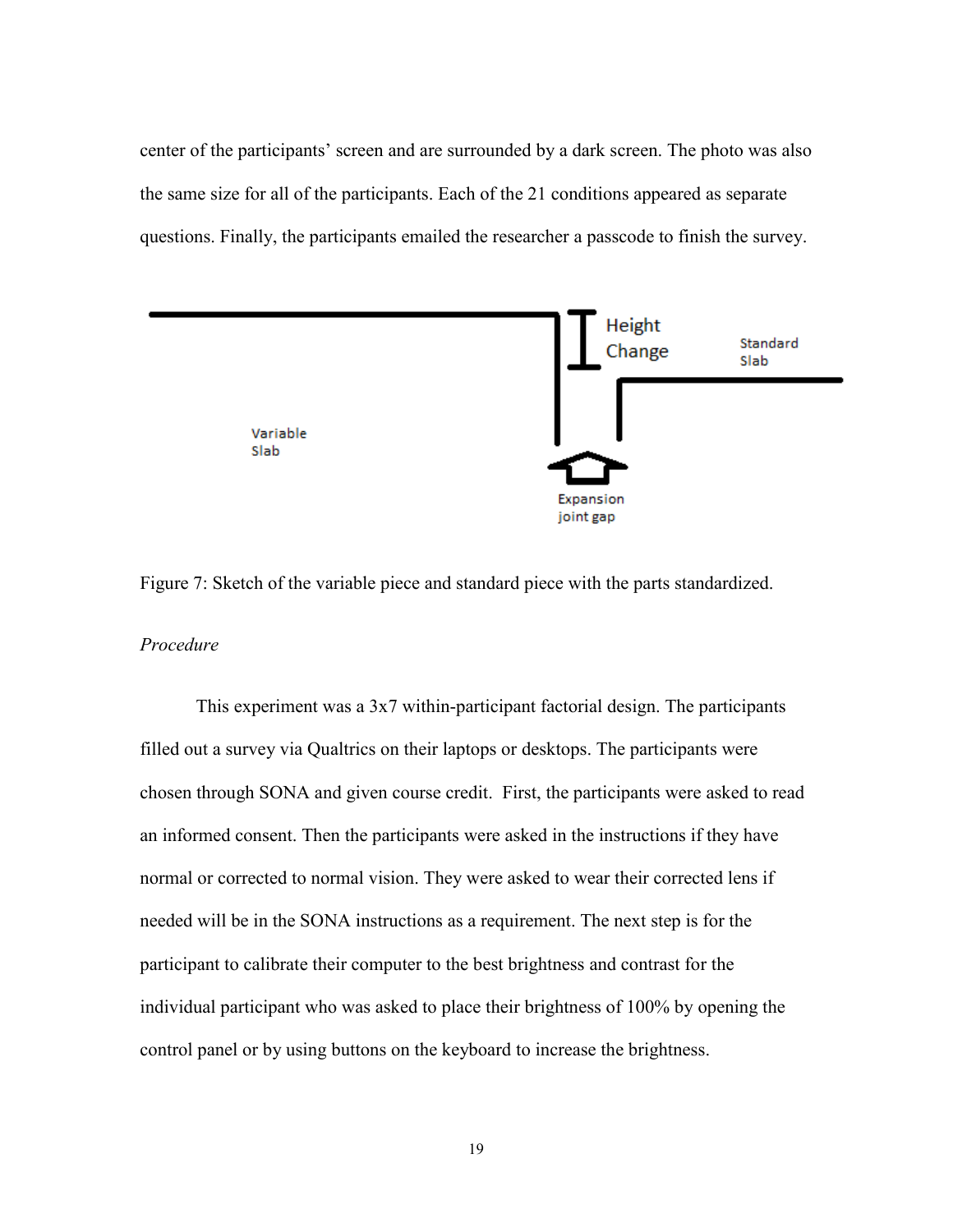center of the participants' screen and are surrounded by a dark screen. The photo was also the same size for all of the participants. Each of the 21 conditions appeared as separate questions. Finally, the participants emailed the researcher a passcode to finish the survey.

Figure 7: Sketch of the variable piece and standard piece with the parts standardized.

*Procedure*

This experiment was a 3x7 within-participant factorial design. The participants filled out a survey via Qualtrics on their laptops or desktops. The participants were chosen through SONA and given course credit. First, the participants were asked to read an informed consent. Then the participants were asked in the instructions if they have normal or corrected to normal vision. They were asked to wear their corrected lens if needed will be in the SONA instructions as a requirement. The next step is for the participant to calibrate their computer to the best brightness and contrast for the individual participant who was asked to place their brightness of 100% by opening the control panel or by using buttons on the keyboard to increase the brightness.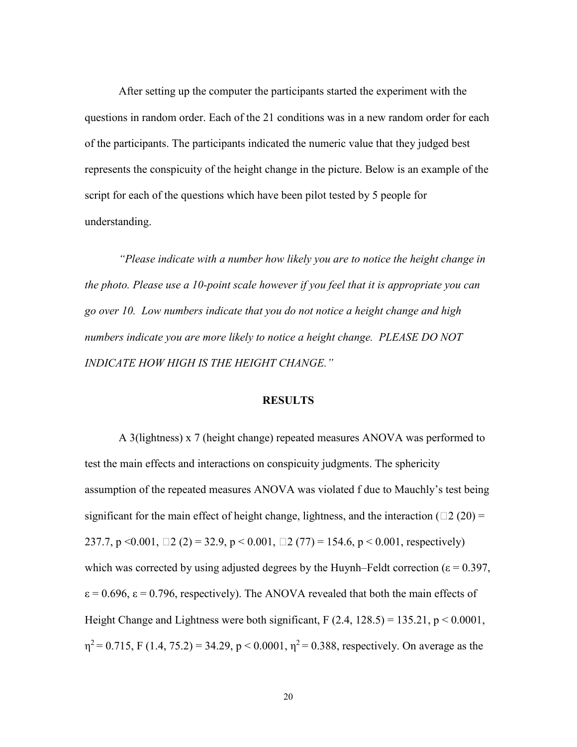After setting up the computer the participants started the experiment with the questions in random order. Each of the 21 conditions was in a new random order for each of the participants. The participants indicated the numeric value that they judged best represents the conspicuity of the height change in the picture. Below is an example of the script for each of the questions which have been pilot tested by 5 people for understanding.

*"Please indicate with a number how likely you are to notice the height change in the photo. Please use a 10-point scale however if you feel that it is appropriate you can go over 10. Low numbers indicate that you do not notice a height change and high numbers indicate you are more likely to notice a height change. PLEASE DO NOT INDICATE HOW HIGH IS THE HEIGHT CHANGE."*

## RESULTS

A 3(lightness) x 7 (height change) repeated measures ANOVA was performed to test the main effects and interactions on conspicuity judgments. The sphericity assumption of the repeated measures ANOVA was violated f due to Mauchly's test being significant for the main effect of height change, lightness, and the interaction ($\chi^2$ (20) = 237.7, $p < 0.001$, $\chi^2$ (2) = 32.9, $p < 0.001$, $\chi^2$ (77) = 154.6, $p < 0.001$, respectively) which was corrected by using adjusted degrees by the Huynh–Feldt correction ($\varepsilon = 0.397$, $\varepsilon = 0.696$, $\varepsilon = 0.796$, respectively). The ANOVA revealed that both the main effects of Height Change and Lightness were both significant, $F$ (2.4, 128.5) = 135.21, $p < 0.0001$, $\eta^2 = 0.715$, $F$ (1.4, 75.2) = 34.29, $p < 0.0001$, $\eta^2 = 0.388$, respectively. On average as the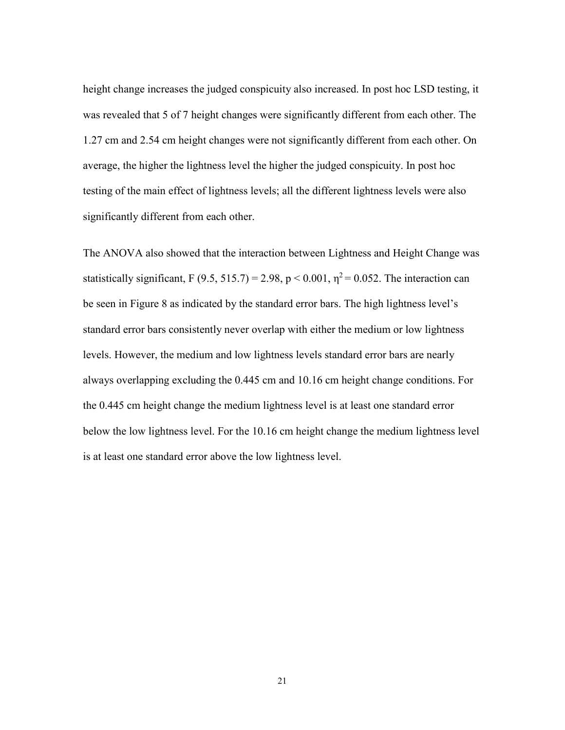height change increases the judged conspicuity also increased. In post hoc LSD testing, it was revealed that 5 of 7 height changes were significantly different from each other. The 1.27 cm and 2.54 cm height changes were not significantly different from each other. On average, the higher the lightness level the higher the judged conspicuity. In post hoc testing of the main effect of lightness levels; all the different lightness levels were also significantly different from each other.

The ANOVA also showed that the interaction between Lightness and Height Change was statistically significant, $F(9.5, 515.7) = 2.98$, $p < 0.001$, $\eta^2 = 0.052$. The interaction can be seen in Figure 8 as indicated by the standard error bars. The high lightness level's standard error bars consistently never overlap with either the medium or low lightness levels. However, the medium and low lightness levels standard error bars are nearly always overlapping excluding the 0.445 cm and 10.16 cm height change conditions. For the 0.445 cm height change the medium lightness level is at least one standard error below the low lightness level. For the 10.16 cm height change the medium lightness level is at least one standard error above the low lightness level.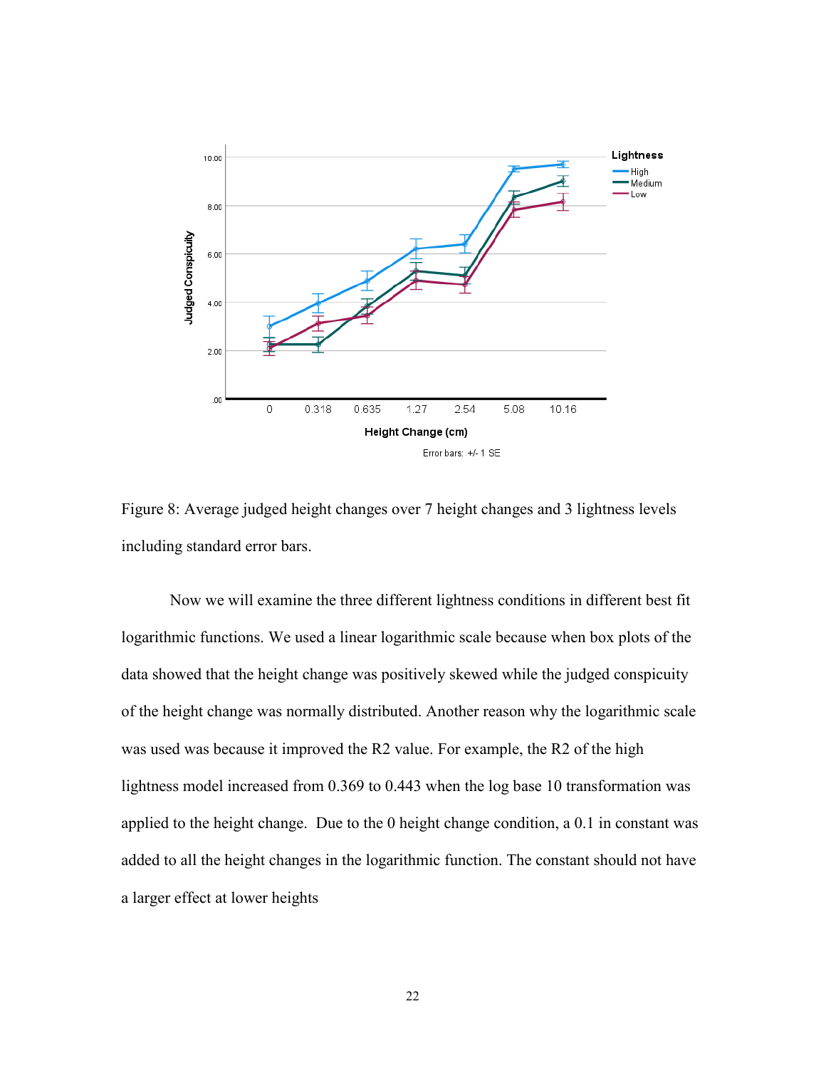Figure 8: Average judged height changes over 7 height changes and 3 lightness levels including standard error bars.

Now we will examine the three different lightness conditions in different best fit logarithmic functions. We used a linear logarithmic scale because when box plots of the data showed that the height change was positively skewed while the judged conspicuity of the height change was normally distributed. Another reason why the logarithmic scale was used was because it improved the R2 value. For example, the R2 of the high lightness model increased from 0.369 to 0.443 when the log base 10 transformation was applied to the height change. Due to the 0 height change condition, a 0.1 in constant was added to all the height changes in the logarithmic function. The constant should not have a larger effect at lower heights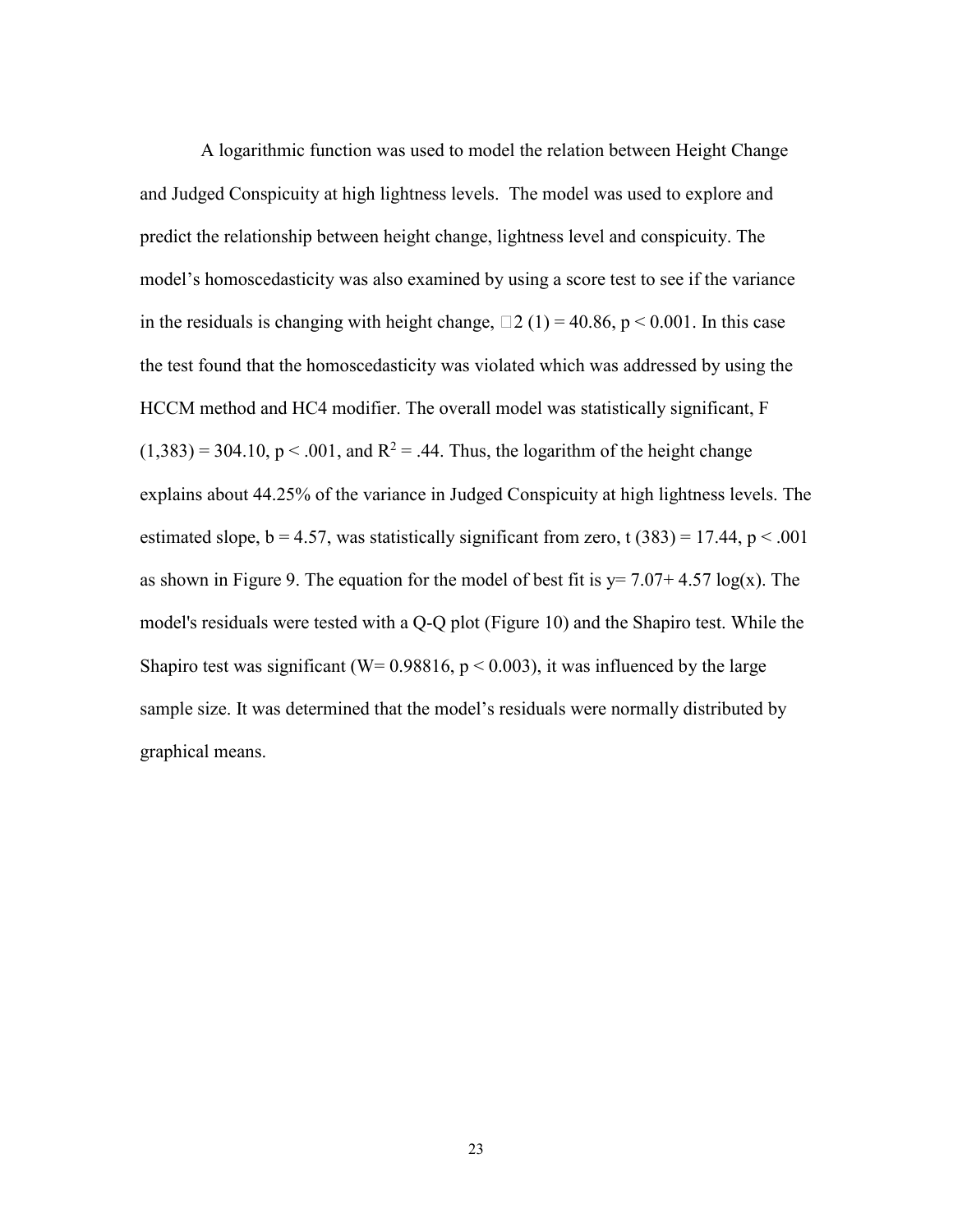A logarithmic function was used to model the relation between Height Change and Judged Conspicuity at high lightness levels. The model was used to explore and predict the relationship between height change, lightness level and conspicuity. The model's homoscedasticity was also examined by using a score test to see if the variance in the residuals is changing with height change, $\chi^2$ (1) = 40.86, $p < 0.001$. In this case the test found that the homoscedasticity was violated which was addressed by using the HCCM method and HC4 modifier. The overall model was statistically significant, $F$ $(1,383) = 304.10$, $p < .001$, and $R^2 = .44$. Thus, the logarithm of the height change explains about 44.25% of the variance in Judged Conspicuity at high lightness levels. The estimated slope, $b = 4.57$, was statistically significant from zero, $t$ (383) = 17.44, $p < .001$ as shown in Figure 9. The equation for the model of best fit is $y = 7.07 + 4.57 \log(x)$. The model's residuals were tested with a Q-Q plot (Figure 10) and the Shapiro test. While the Shapiro test was significant ($W = 0.98816$, $p < 0.003$), it was influenced by the large sample size. It was determined that the model's residuals were normally distributed by graphical means.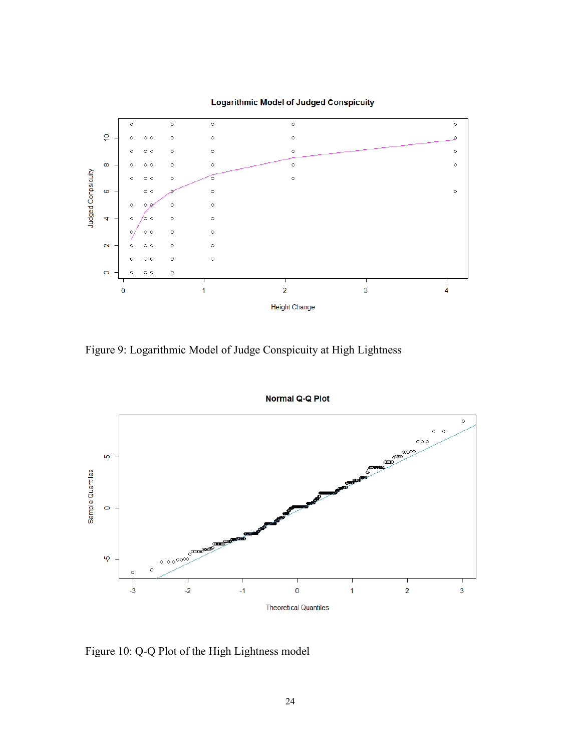Figure 9: Logarithmic Model of Judge Conspicuity at High Lightness

Figure 10: Q-Q Plot of the High Lightness model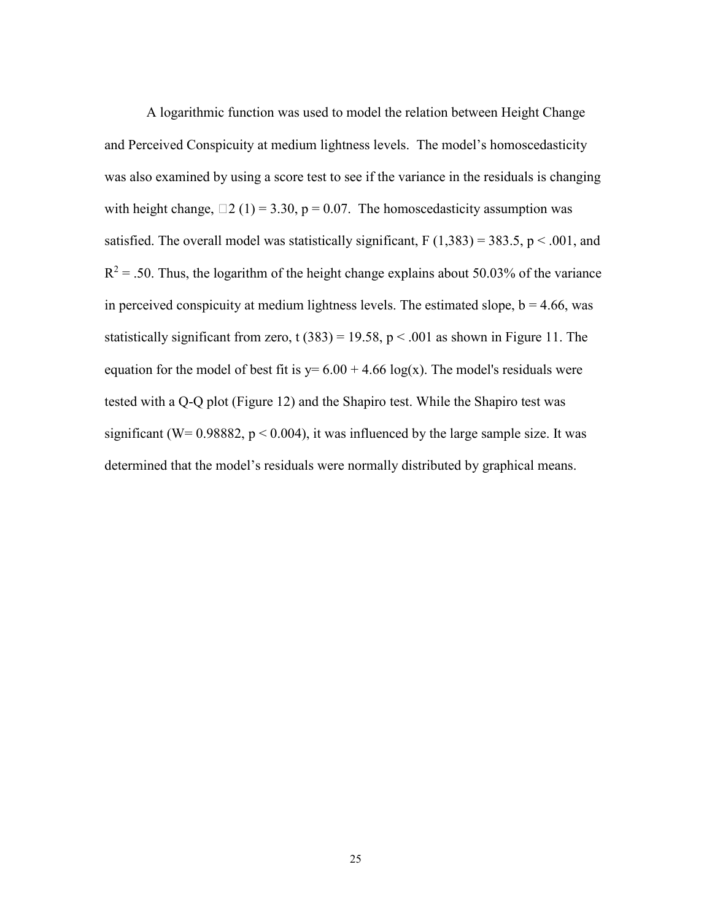A logarithmic function was used to model the relation between Height Change and Perceived Conspicuity at medium lightness levels. The model's homoscedasticity was also examined by using a score test to see if the variance in the residuals is changing with height change, $\chi^2$ (1) = 3.30, $p = 0.07$. The homoscedasticity assumption was satisfied. The overall model was statistically significant, $F$ (1,383) = 383.5, $p < .001$, and $R^2 = .50$. Thus, the logarithm of the height change explains about 50.03% of the variance in perceived conspicuity at medium lightness levels. The estimated slope, $b = 4.66$, was statistically significant from zero, $t$ (383) = 19.58, $p < .001$ as shown in Figure 11. The equation for the model of best fit is $y = 6.00 + 4.66 \log(x)$. The model's residuals were tested with a Q-Q plot (Figure 12) and the Shapiro test. While the Shapiro test was significant ($W = 0.98882$, $p < 0.004$), it was influenced by the large sample size. It was determined that the model's residuals were normally distributed by graphical means.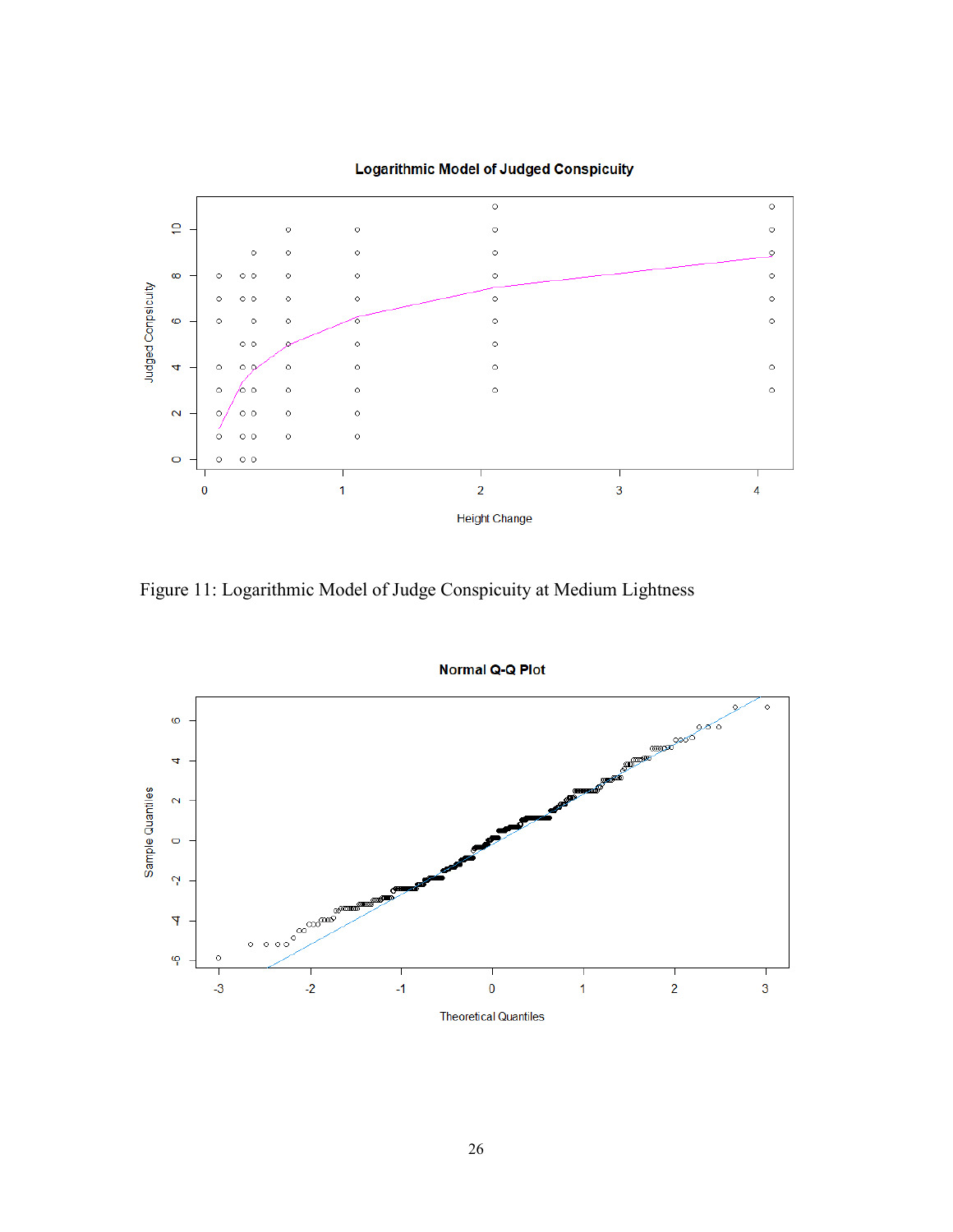Figure 11: Logarithmic Model of Judge Conspicuity at Medium Lightness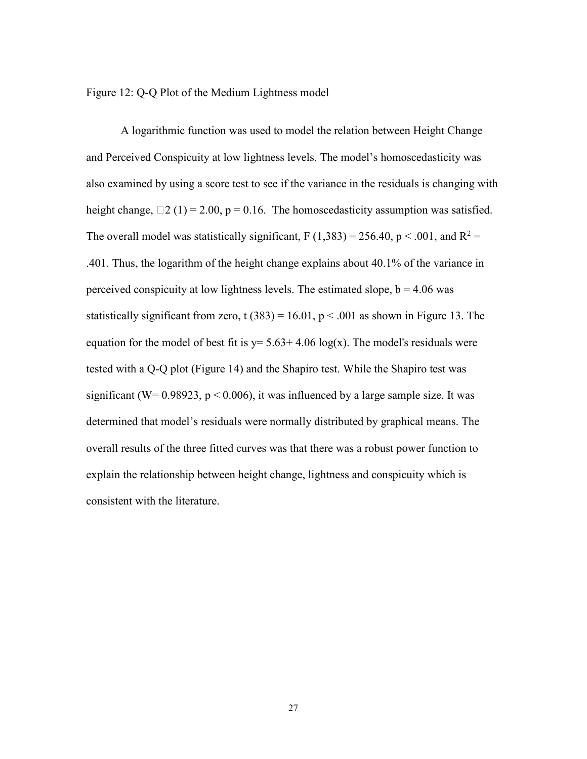Figure 12: Q-Q Plot of the Medium Lightness model

A logarithmic function was used to model the relation between Height Change and Perceived Conspicuity at low lightness levels. The model's homoscedasticity was also examined by using a score test to see if the variance in the residuals is changing with height change, $\chi^2$ (1) = 2.00, $p = 0.16$. The homoscedasticity assumption was satisfied. The overall model was statistically significant, $F$ (1,383) = 256.40, $p < .001$, and $R^2 = .401$. Thus, the logarithm of the height change explains about 40.1% of the variance in perceived conspicuity at low lightness levels. The estimated slope, $b = 4.06$ was statistically significant from zero, $t$ (383) = 16.01, $p < .001$ as shown in Figure 13. The equation for the model of best fit is $y = 5.63 + 4.06 \log(x)$. The model's residuals were tested with a Q-Q plot (Figure 14) and the Shapiro test. While the Shapiro test was significant ($W = 0.98923$, $p < 0.006$), it was influenced by a large sample size. It was determined that model's residuals were normally distributed by graphical means. The overall results of the three fitted curves was that there was a robust power function to explain the relationship between height change, lightness and conspicuity which is consistent with the literature.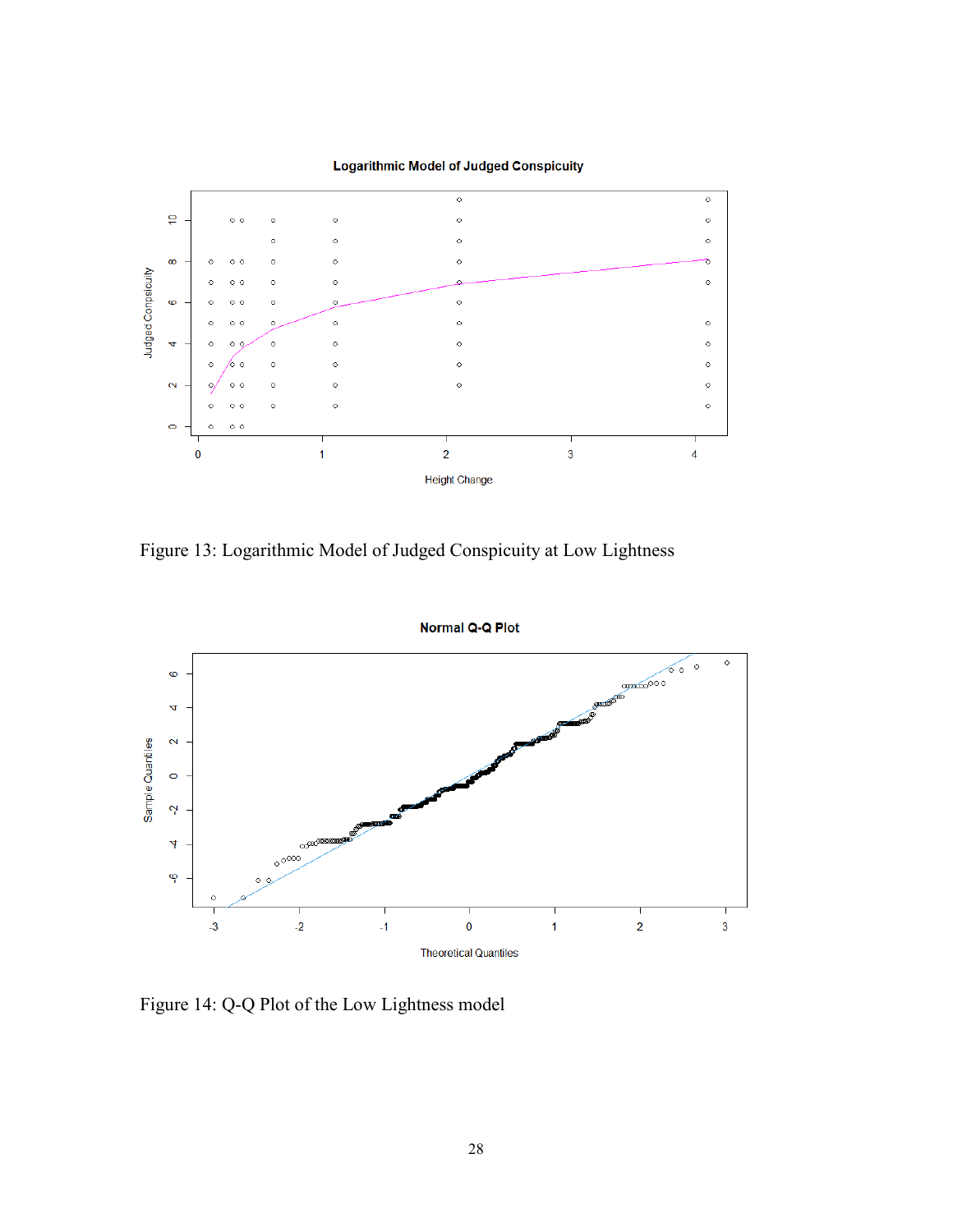Figure 13: Logarithmic Model of Judged Conspicuity at Low Lightness

Figure 14: Q-Q Plot of the Low Lightness model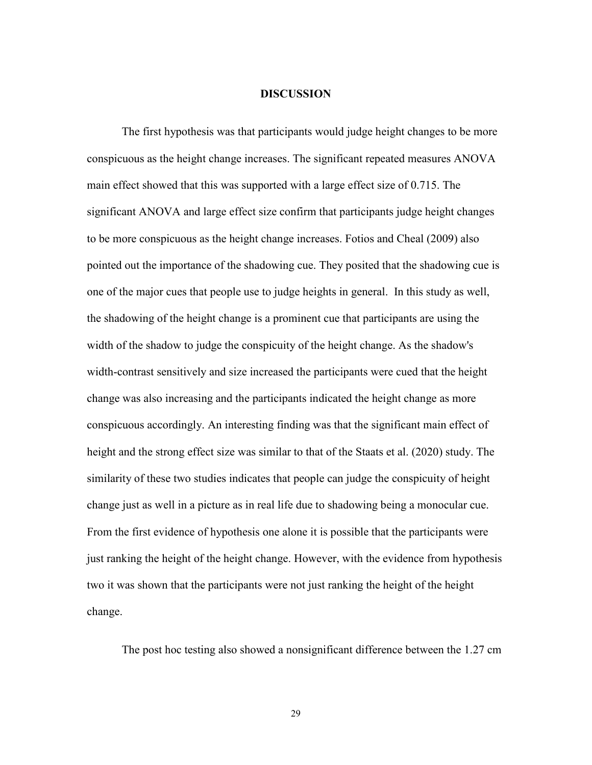# DISCUSSION

The first hypothesis was that participants would judge height changes to be more conspicuous as the height change increases. The significant repeated measures ANOVA main effect showed that this was supported with a large effect size of 0.715. The significant ANOVA and large effect size confirm that participants judge height changes to be more conspicuous as the height change increases. Fotios and Cheal (2009) also pointed out the importance of the shadowing cue. They posited that the shadowing cue is one of the major cues that people use to judge heights in general. In this study as well, the shadowing of the height change is a prominent cue that participants are using the width of the shadow to judge the conspicuity of the height change. As the shadow's width-contrast sensitively and size increased the participants were cued that the height change was also increasing and the participants indicated the height change as more conspicuous accordingly. An interesting finding was that the significant main effect of height and the strong effect size was similar to that of the Staats et al. (2020) study. The similarity of these two studies indicates that people can judge the conspicuity of height change just as well in a picture as in real life due to shadowing being a monocular cue. From the first evidence of hypothesis one alone it is possible that the participants were just ranking the height of the height change. However, with the evidence from hypothesis two it was shown that the participants were not just ranking the height of the height change.

The post hoc testing also showed a nonsignificant difference between the 1.27 cm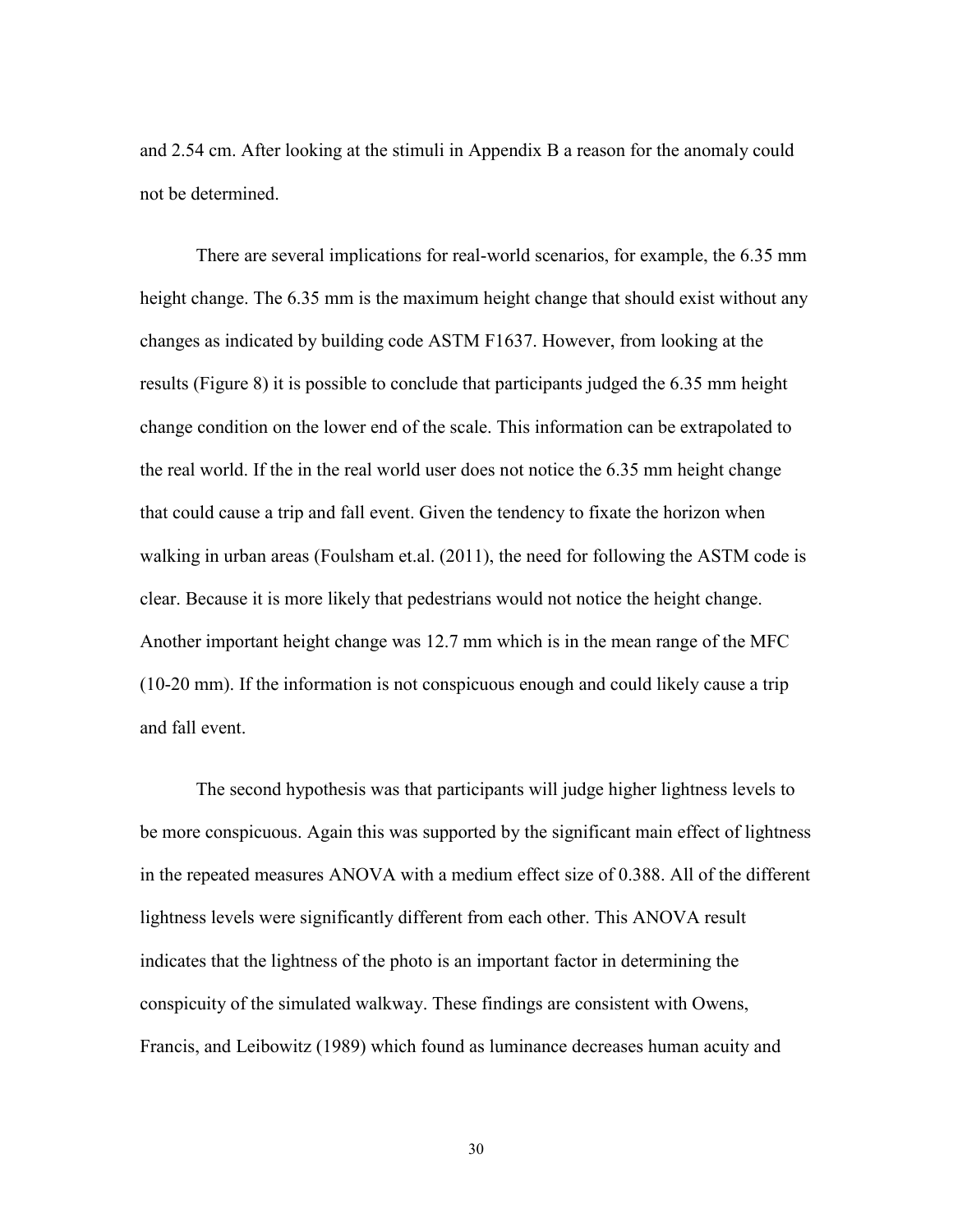and 2.54 cm. After looking at the stimuli in Appendix B a reason for the anomaly could not be determined.

There are several implications for real-world scenarios, for example, the 6.35 mm height change. The 6.35 mm is the maximum height change that should exist without any changes as indicated by building code ASTM F1637. However, from looking at the results (Figure 8) it is possible to conclude that participants judged the 6.35 mm height change condition on the lower end of the scale. This information can be extrapolated to the real world. If the in the real world user does not notice the 6.35 mm height change that could cause a trip and fall event. Given the tendency to fixate the horizon when walking in urban areas (Foulsham et.al. (2011), the need for following the ASTM code is clear. Because it is more likely that pedestrians would not notice the height change. Another important height change was 12.7 mm which is in the mean range of the MFC (10-20 mm). If the information is not conspicuous enough and could likely cause a trip and fall event.

The second hypothesis was that participants will judge higher lightness levels to be more conspicuous. Again this was supported by the significant main effect of lightness in the repeated measures ANOVA with a medium effect size of 0.388. All of the different lightness levels were significantly different from each other. This ANOVA result indicates that the lightness of the photo is an important factor in determining the conspicuity of the simulated walkway. These findings are consistent with Owens, Francis, and Leibowitz (1989) which found as luminance decreases human acuity and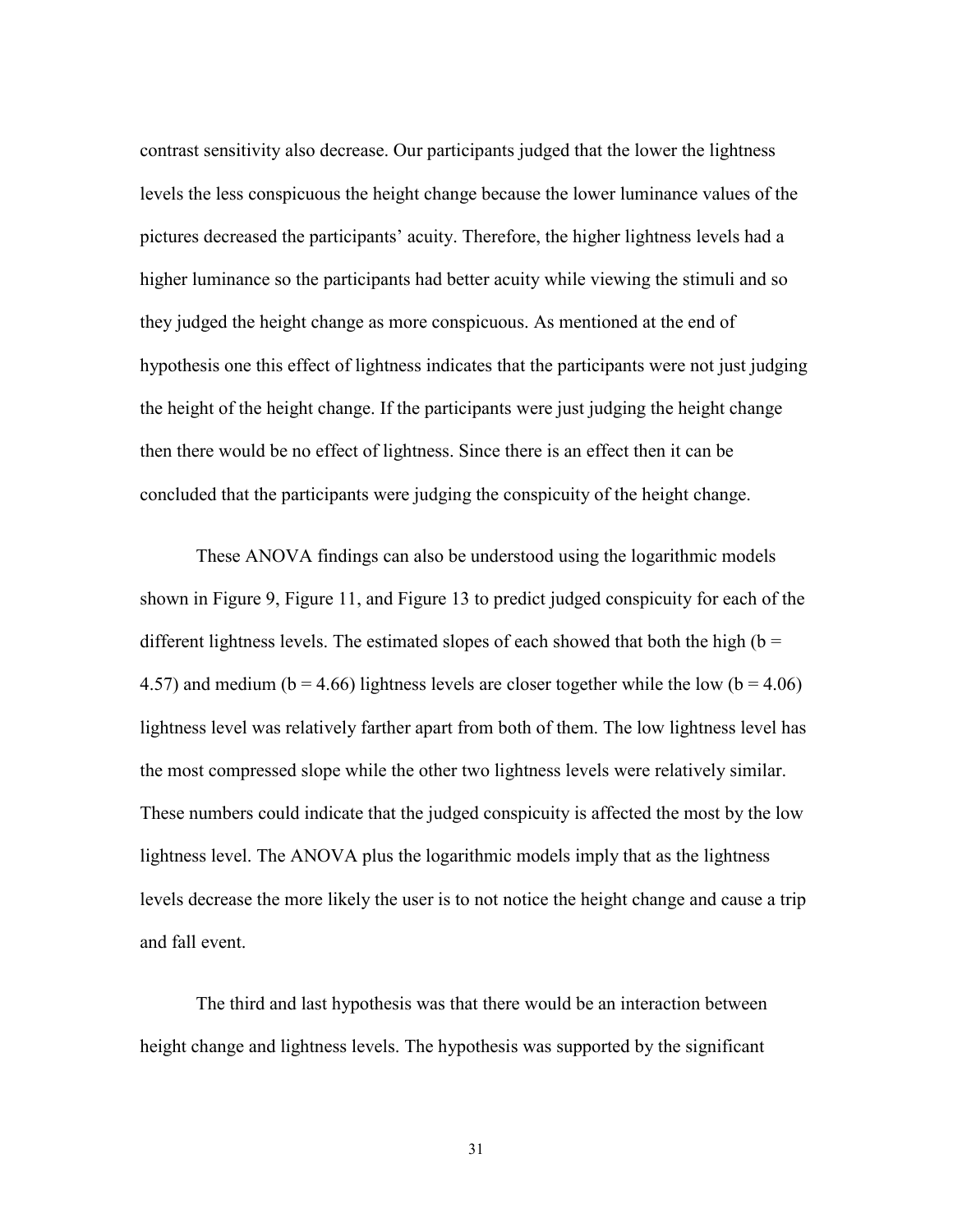contrast sensitivity also decrease. Our participants judged that the lower the lightness levels the less conspicuous the height change because the lower luminance values of the pictures decreased the participants' acuity. Therefore, the higher lightness levels had a higher luminance so the participants had better acuity while viewing the stimuli and so they judged the height change as more conspicuous. As mentioned at the end of hypothesis one this effect of lightness indicates that the participants were not just judging the height of the height change. If the participants were just judging the height change then there would be no effect of lightness. Since there is an effect then it can be concluded that the participants were judging the conspicuity of the height change.

These ANOVA findings can also be understood using the logarithmic models shown in Figure 9, Figure 11, and Figure 13 to predict judged conspicuity for each of the different lightness levels. The estimated slopes of each showed that both the high ($b = 4.57$) and medium ($b = 4.66$) lightness levels are closer together while the low ($b = 4.06$) lightness level was relatively farther apart from both of them. The low lightness level has the most compressed slope while the other two lightness levels were relatively similar. These numbers could indicate that the judged conspicuity is affected the most by the low lightness level. The ANOVA plus the logarithmic models imply that as the lightness levels decrease the more likely the user is to not notice the height change and cause a trip and fall event.

The third and last hypothesis was that there would be an interaction between height change and lightness levels. The hypothesis was supported by the significant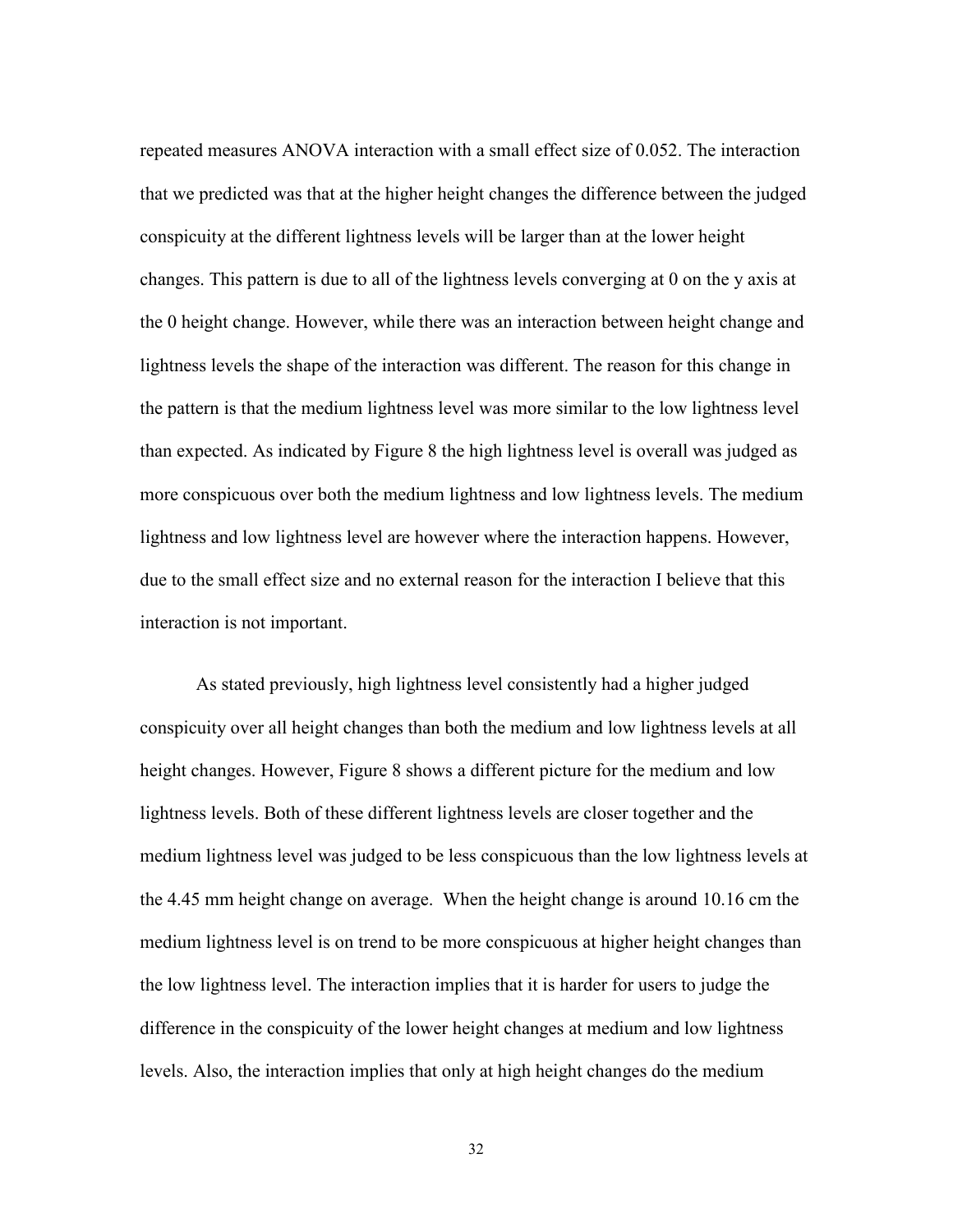repeated measures ANOVA interaction with a small effect size of 0.052. The interaction that we predicted was that at the higher height changes the difference between the judged conspicuity at the different lightness levels will be larger than at the lower height changes. This pattern is due to all of the lightness levels converging at 0 on the y axis at the 0 height change. However, while there was an interaction between height change and lightness levels the shape of the interaction was different. The reason for this change in the pattern is that the medium lightness level was more similar to the low lightness level than expected. As indicated by Figure 8 the high lightness level is overall was judged as more conspicuous over both the medium lightness and low lightness levels. The medium lightness and low lightness level are however where the interaction happens. However, due to the small effect size and no external reason for the interaction I believe that this interaction is not important.

As stated previously, high lightness level consistently had a higher judged conspicuity over all height changes than both the medium and low lightness levels at all height changes. However, Figure 8 shows a different picture for the medium and low lightness levels. Both of these different lightness levels are closer together and the medium lightness level was judged to be less conspicuous than the low lightness levels at the 4.45 mm height change on average. When the height change is around 10.16 cm the medium lightness level is on trend to be more conspicuous at higher height changes than the low lightness level. The interaction implies that it is harder for users to judge the difference in the conspicuity of the lower height changes at medium and low lightness levels. Also, the interaction implies that only at high height changes do the medium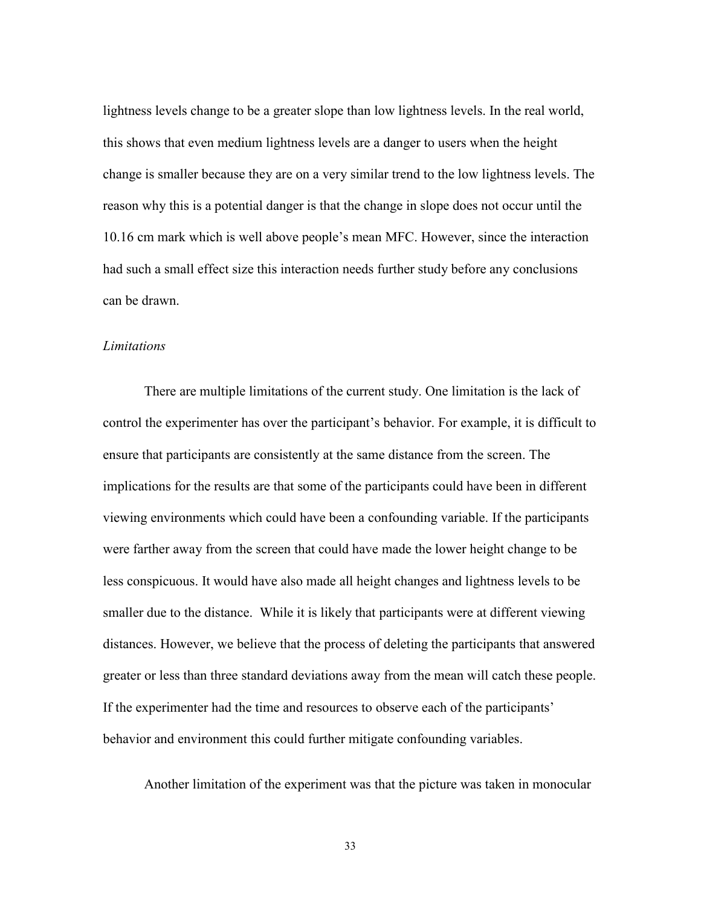lightness levels change to be a greater slope than low lightness levels. In the real world, this shows that even medium lightness levels are a danger to users when the height change is smaller because they are on a very similar trend to the low lightness levels. The reason why this is a potential danger is that the change in slope does not occur until the 10.16 cm mark which is well above people's mean MFC. However, since the interaction had such a small effect size this interaction needs further study before any conclusions can be drawn.

*Limitations*

There are multiple limitations of the current study. One limitation is the lack of control the experimenter has over the participant's behavior. For example, it is difficult to ensure that participants are consistently at the same distance from the screen. The implications for the results are that some of the participants could have been in different viewing environments which could have been a confounding variable. If the participants were farther away from the screen that could have made the lower height change to be less conspicuous. It would have also made all height changes and lightness levels to be smaller due to the distance.  While it is likely that participants were at different viewing distances. However, we believe that the process of deleting the participants that answered greater or less than three standard deviations away from the mean will catch these people. If the experimenter had the time and resources to observe each of the participants' behavior and environment this could further mitigate confounding variables.

Another limitation of the experiment was that the picture was taken in monocular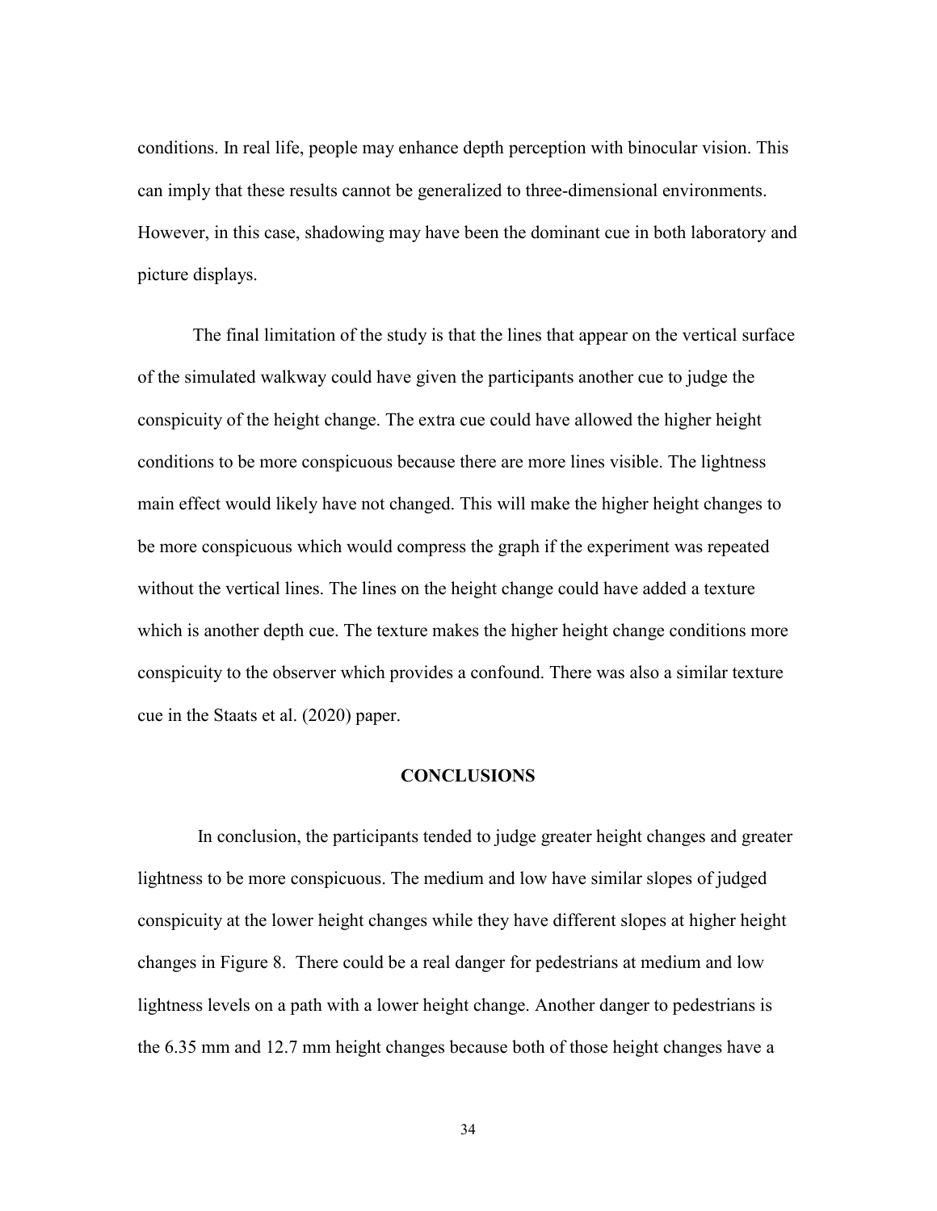conditions. In real life, people may enhance depth perception with binocular vision. This can imply that these results cannot be generalized to three-dimensional environments. However, in this case, shadowing may have been the dominant cue in both laboratory and picture displays.

The final limitation of the study is that the lines that appear on the vertical surface of the simulated walkway could have given the participants another cue to judge the conspicuity of the height change. The extra cue could have allowed the higher height conditions to be more conspicuous because there are more lines visible. The lightness main effect would likely have not changed. This will make the higher height changes to be more conspicuous which would compress the graph if the experiment was repeated without the vertical lines. The lines on the height change could have added a texture which is another depth cue. The texture makes the higher height change conditions more conspicuity to the observer which provides a confound. There was also a similar texture cue in the Staats et al. (2020) paper.

## CONCLUSIONS

In conclusion, the participants tended to judge greater height changes and greater lightness to be more conspicuous. The medium and low have similar slopes of judged conspicuity at the lower height changes while they have different slopes at higher height changes in Figure 8. There could be a real danger for pedestrians at medium and low lightness levels on a path with a lower height change. Another danger to pedestrians is the 6.35 mm and 12.7 mm height changes because both of those height changes have a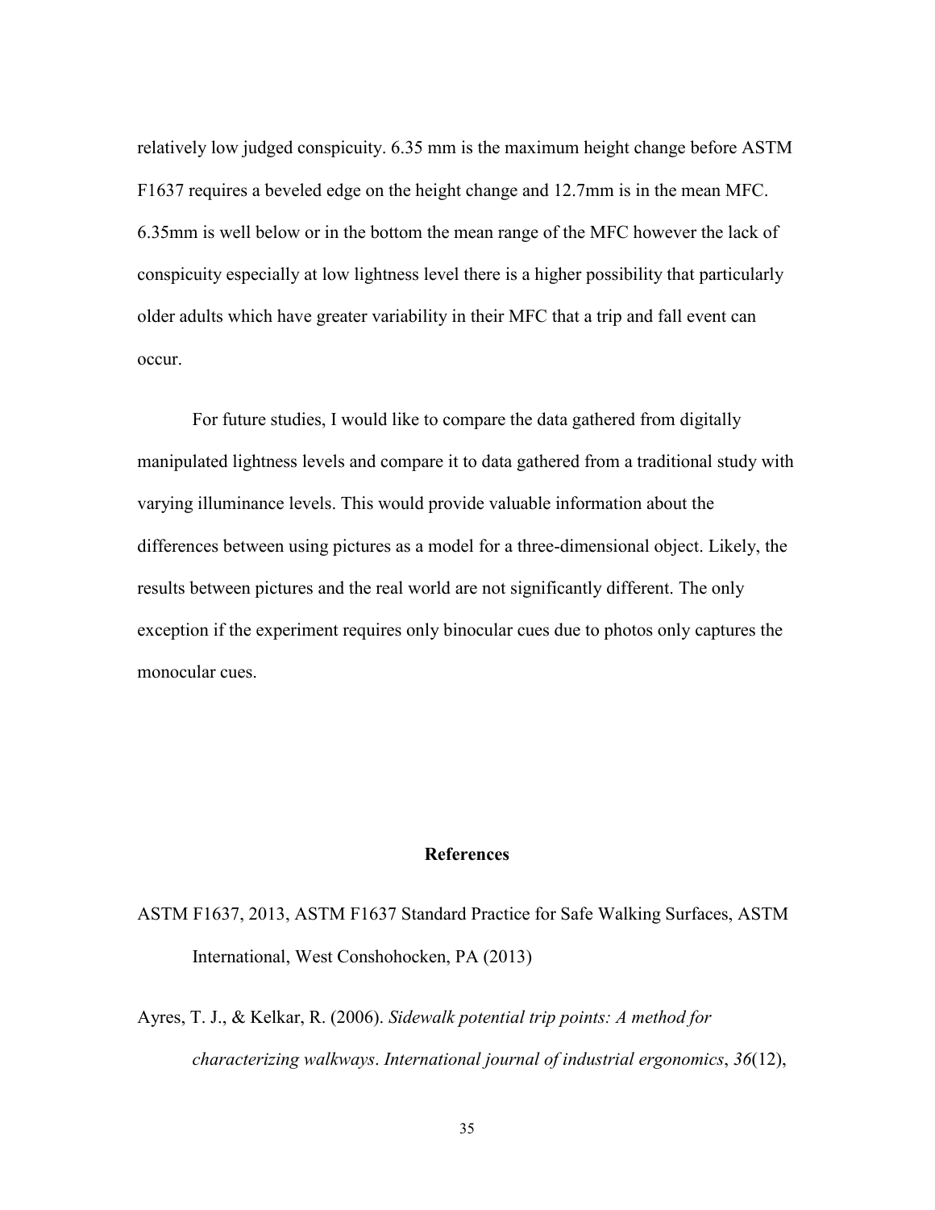relatively low judged conspicuity. 6.35 mm is the maximum height change before ASTM F1637 requires a beveled edge on the height change and 12.7mm is in the mean MFC. 6.35mm is well below or in the bottom the mean range of the MFC however the lack of conspicuity especially at low lightness level there is a higher possibility that particularly older adults which have greater variability in their MFC that a trip and fall event can occur.

For future studies, I would like to compare the data gathered from digitally manipulated lightness levels and compare it to data gathered from a traditional study with varying illuminance levels. This would provide valuable information about the differences between using pictures as a model for a three-dimensional object. Likely, the results between pictures and the real world are not significantly different. The only exception if the experiment requires only binocular cues due to photos only captures the monocular cues.

## References

ASTM F1637, 2013, ASTM F1637 Standard Practice for Safe Walking Surfaces, ASTM International, West Conshohocken, PA (2013)

Ayres, T. J., & Kelkar, R. (2006). *Sidewalk potential trip points: A method for characterizing walkways*. *International journal of industrial ergonomics*, *36*(12),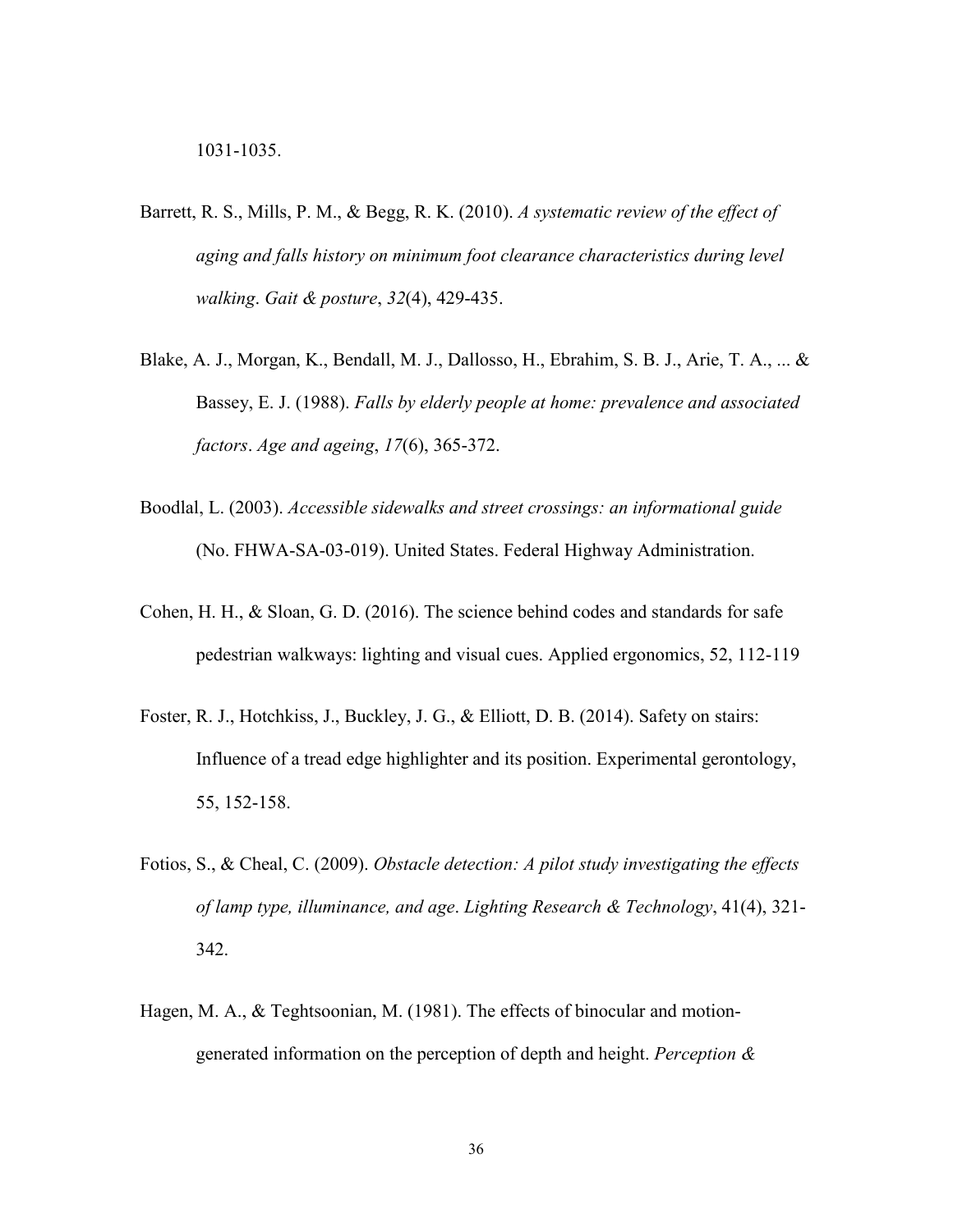1031-1035.

Barrett, R. S., Mills, P. M., & Begg, R. K. (2010). *A systematic review of the effect of aging and falls history on minimum foot clearance characteristics during level walking*. *Gait & posture*, *32*(4), 429-435.

Blake, A. J., Morgan, K., Bendall, M. J., Dallosso, H., Ebrahim, S. B. J., Arie, T. A., ... & Bassey, E. J. (1988). *Falls by elderly people at home: prevalence and associated factors*. *Age and ageing*, *17*(6), 365-372.

Boodlal, L. (2003). *Accessible sidewalks and street crossings: an informational guide* (No. FHWA-SA-03-019). United States. Federal Highway Administration.

Cohen, H. H., & Sloan, G. D. (2016). The science behind codes and standards for safe pedestrian walkways: lighting and visual cues. Applied ergonomics, 52, 112-119

Foster, R. J., Hotchkiss, J., Buckley, J. G., & Elliott, D. B. (2014). Safety on stairs: Influence of a tread edge highlighter and its position. Experimental gerontology, 55, 152-158.

Fotios, S., & Cheal, C. (2009). *Obstacle detection: A pilot study investigating the effects of lamp type, illuminance, and age*. *Lighting Research & Technology*, 41(4), 321-342.

Hagen, M. A., & Teghtsoonian, M. (1981). The effects of binocular and motion-generated information on the perception of depth and height. *Perception &*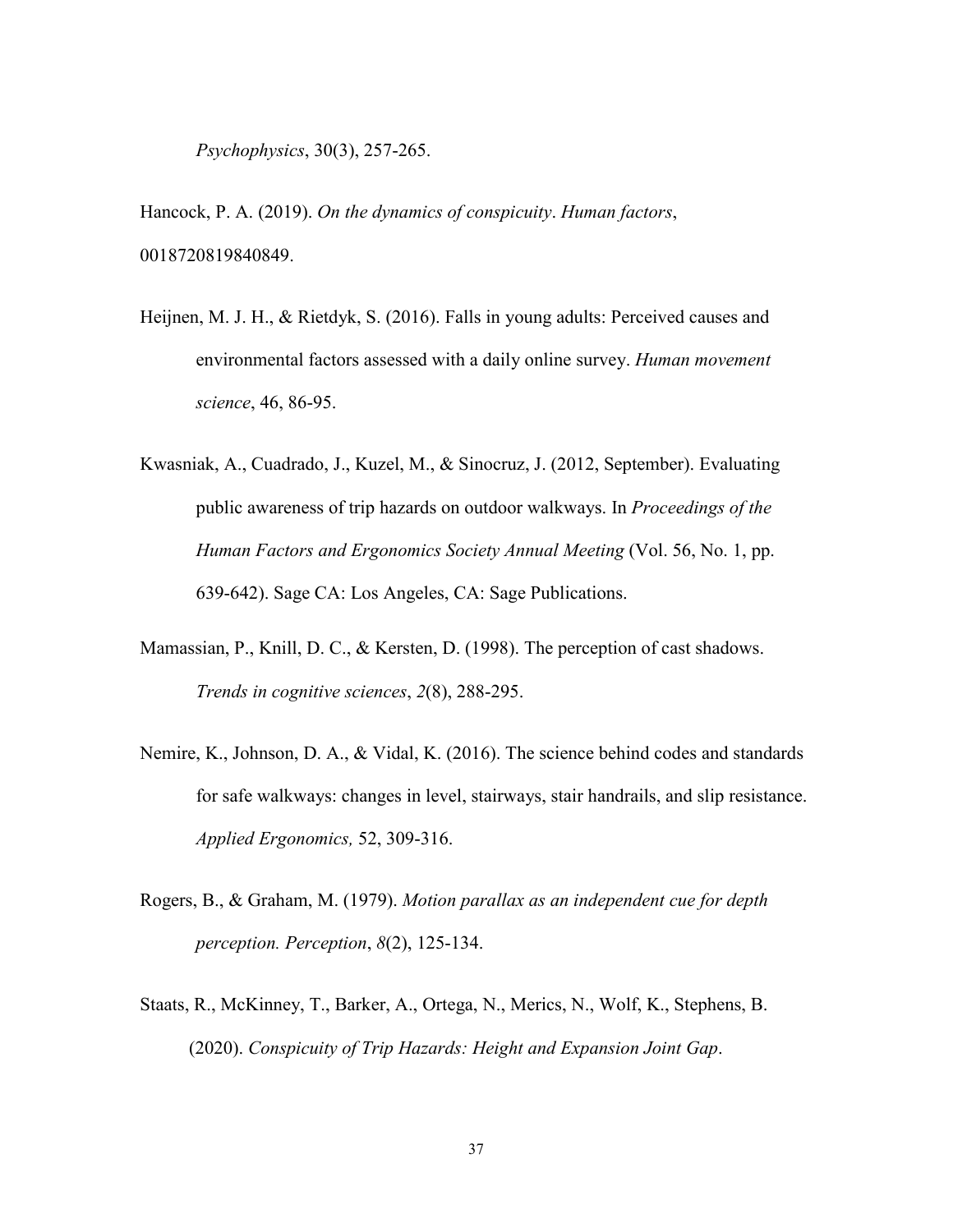*Psychophysics*, 30(3), 257-265.

Hancock, P. A. (2019). *On the dynamics of conspicuity*. *Human factors*, 0018720819840849.

Heijnen, M. J. H., & Rietdyk, S. (2016). Falls in young adults: Perceived causes and environmental factors assessed with a daily online survey. *Human movement science*, 46, 86-95.

Kwasniak, A., Cuadrado, J., Kuzel, M., & Sinocruz, J. (2012, September). Evaluating public awareness of trip hazards on outdoor walkways. In *Proceedings of the Human Factors and Ergonomics Society Annual Meeting* (Vol. 56, No. 1, pp. 639-642). Sage CA: Los Angeles, CA: Sage Publications.

Mamassian, P., Knill, D. C., & Kersten, D. (1998). The perception of cast shadows. *Trends in cognitive sciences*, *2*(8), 288-295.

Nemire, K., Johnson, D. A., & Vidal, K. (2016). The science behind codes and standards for safe walkways: changes in level, stairways, stair handrails, and slip resistance. *Applied Ergonomics,* 52, 309-316.

Rogers, B., & Graham, M. (1979). *Motion parallax as an independent cue for depth perception. Perception*, *8*(2), 125-134.

Staats, R., McKinney, T., Barker, A., Ortega, N., Merics, N., Wolf, K., Stephens, B. (2020). *Conspicuity of Trip Hazards: Height and Expansion Joint Gap*.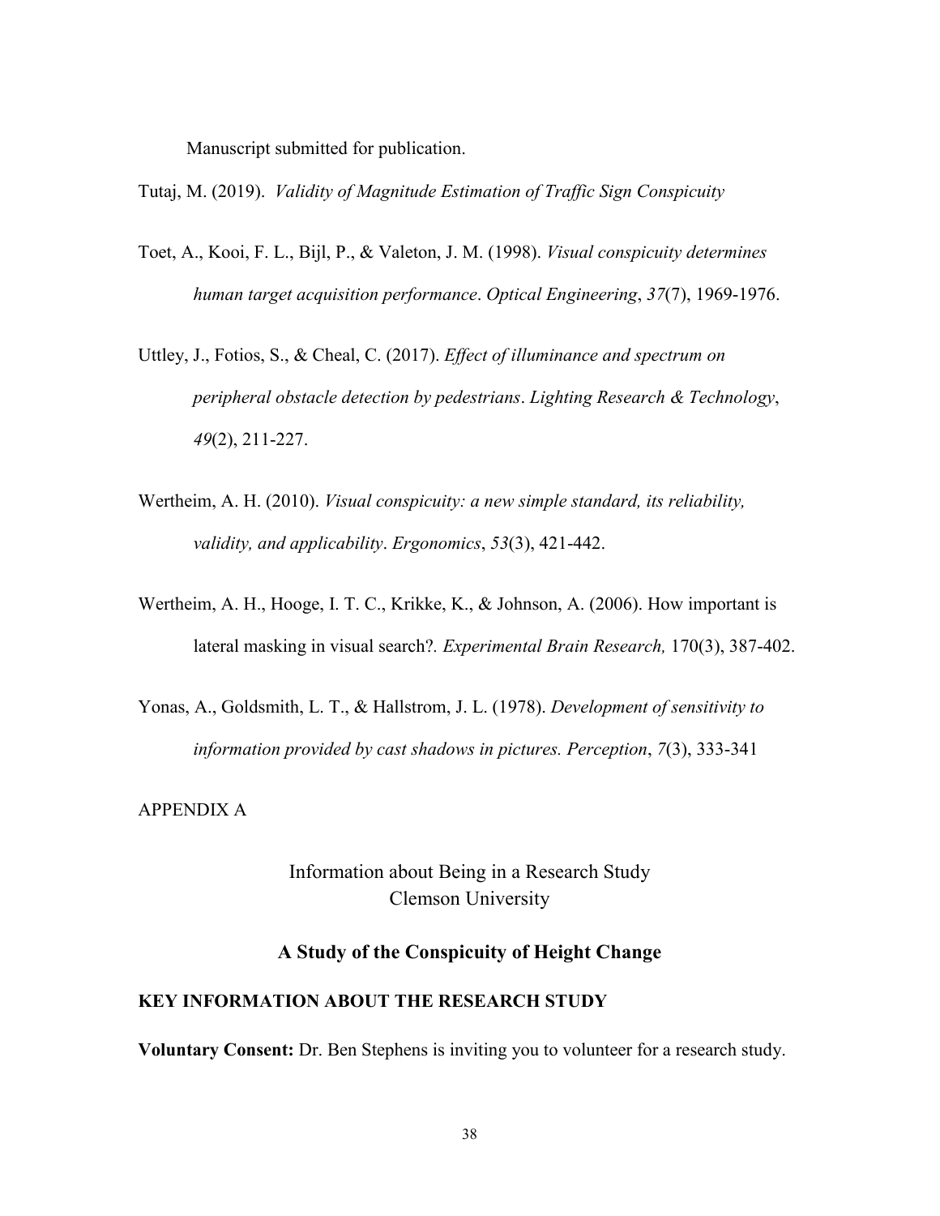Manuscript submitted for publication.

Tutaj, M. (2019). *Validity of Magnitude Estimation of Traffic Sign Conspicuity*

Toet, A., Kooi, F. L., Bijl, P., & Valeton, J. M. (1998). *Visual conspicuity determines human target acquisition performance*. *Optical Engineering*, *37*(7), 1969-1976.

Uttley, J., Fotios, S., & Cheal, C. (2017). *Effect of illuminance and spectrum on peripheral obstacle detection by pedestrians*. *Lighting Research & Technology*, *49*(2), 211-227.

Wertheim, A. H. (2010). *Visual conspicuity: a new simple standard, its reliability, validity, and applicability*. *Ergonomics*, *53*(3), 421-442.

Wertheim, A. H., Hooge, I. T. C., Krikke, K., & Johnson, A. (2006). How important is lateral masking in visual search?. *Experimental Brain Research,* 170(3), 387-402.

Yonas, A., Goldsmith, L. T., & Hallstrom, J. L. (1978). *Development of sensitivity to information provided by cast shadows in pictures. Perception*, *7*(3), 333-341

APPENDIX A

Information about Being in a Research Study
Clemson University

## A Study of the Conspicuity of Height Change

### KEY INFORMATION ABOUT THE RESEARCH STUDY

**Voluntary Consent:** Dr. Ben Stephens is inviting you to volunteer for a research study.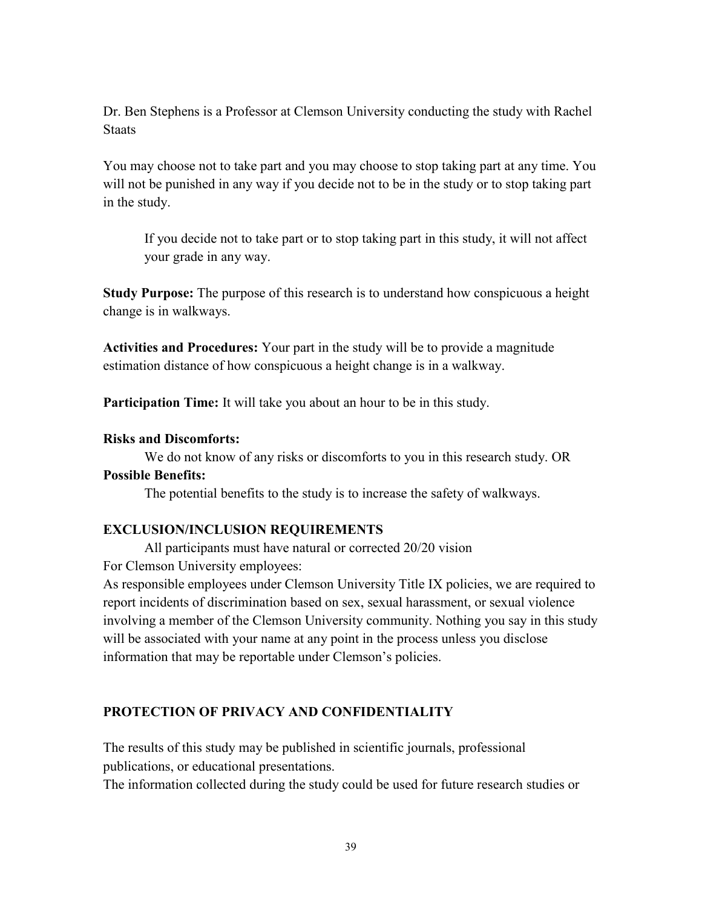Dr. Ben Stephens is a Professor at Clemson University conducting the study with Rachel Staats

You may choose not to take part and you may choose to stop taking part at any time. You will not be punished in any way if you decide not to be in the study or to stop taking part in the study.

> If you decide not to take part or to stop taking part in this study, it will not affect your grade in any way.

**Study Purpose:** The purpose of this research is to understand how conspicuous a height change is in walkways.

**Activities and Procedures:** Your part in the study will be to provide a magnitude estimation distance of how conspicuous a height change is in a walkway.

**Participation Time:** It will take you about an hour to be in this study.

**Risks and Discomforts:**

> We do not know of any risks or discomforts to you in this research study. OR

**Possible Benefits:**

> The potential benefits to the study is to increase the safety of walkways.

**EXCLUSION/INCLUSION REQUIREMENTS**

> All participants must have natural or corrected 20/20 vision

For Clemson University employees:

As responsible employees under Clemson University Title IX policies, we are required to report incidents of discrimination based on sex, sexual harassment, or sexual violence involving a member of the Clemson University community. Nothing you say in this study will be associated with your name at any point in the process unless you disclose information that may be reportable under Clemson's policies.

**PROTECTION OF PRIVACY AND CONFIDENTIALITY**

The results of this study may be published in scientific journals, professional publications, or educational presentations.

The information collected during the study could be used for future research studies or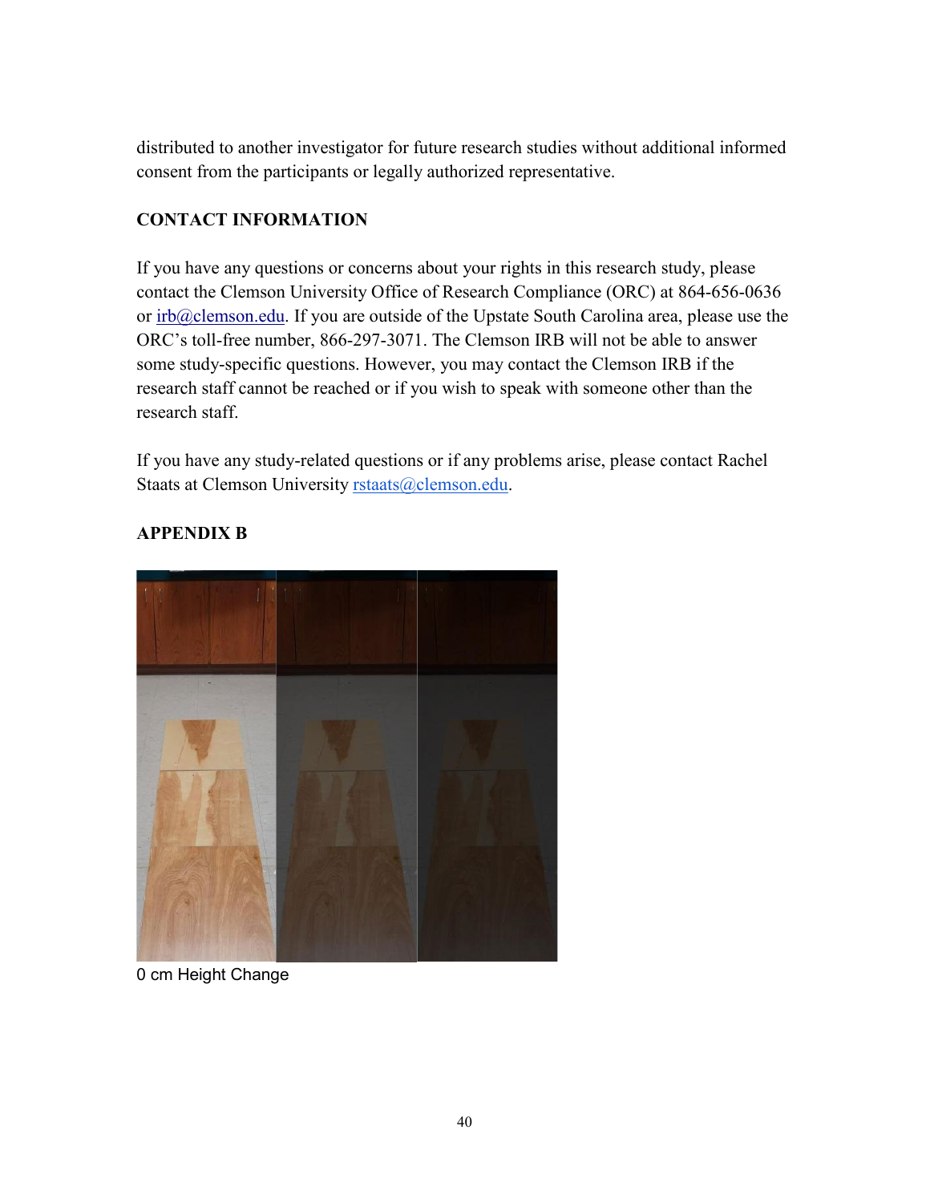distributed to another investigator for future research studies without additional informed consent from the participants or legally authorized representative.

**CONTACT INFORMATION**

If you have any questions or concerns about your rights in this research study, please contact the Clemson University Office of Research Compliance (ORC) at 864-656-0636 or irb@clemson.edu. If you are outside of the Upstate South Carolina area, please use the ORC's toll-free number, 866-297-3071. The Clemson IRB will not be able to answer some study-specific questions. However, you may contact the Clemson IRB if the research staff cannot be reached or if you wish to speak with someone other than the research staff.

If you have any study-related questions or if any problems arise, please contact Rachel Staats at Clemson University rstaats@clemson.edu.

**APPENDIX B**

0 cm Height Change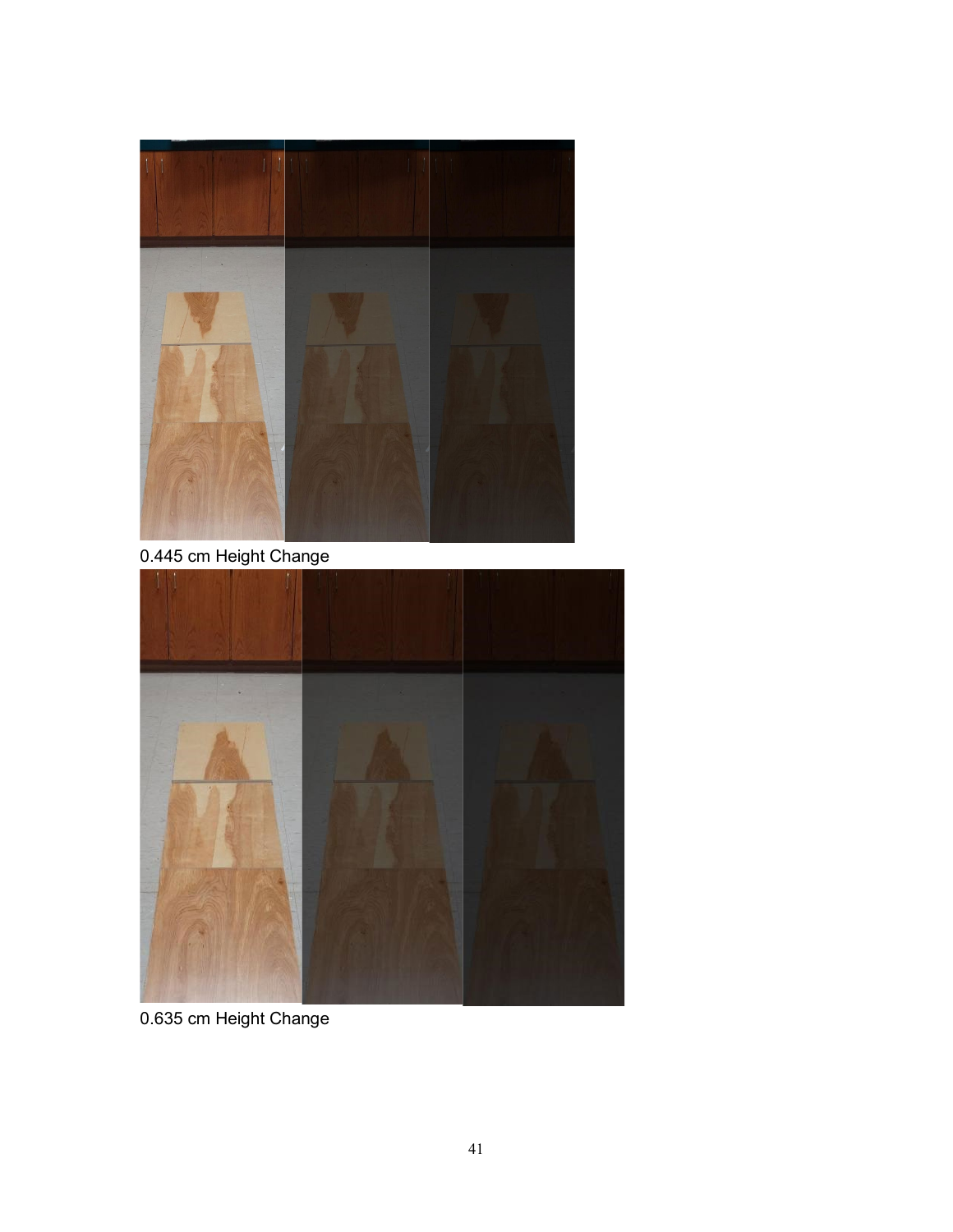0.445 cm Height Change

0.635 cm Height Change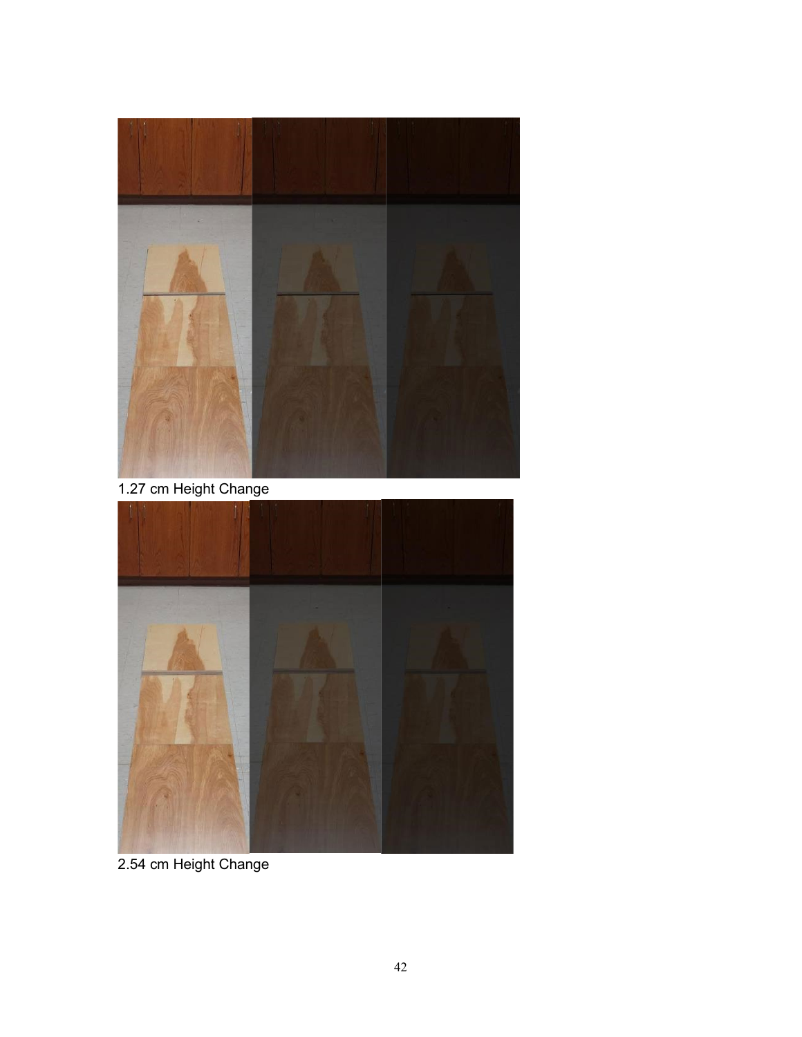1.27 cm Height Change

2.54 cm Height Change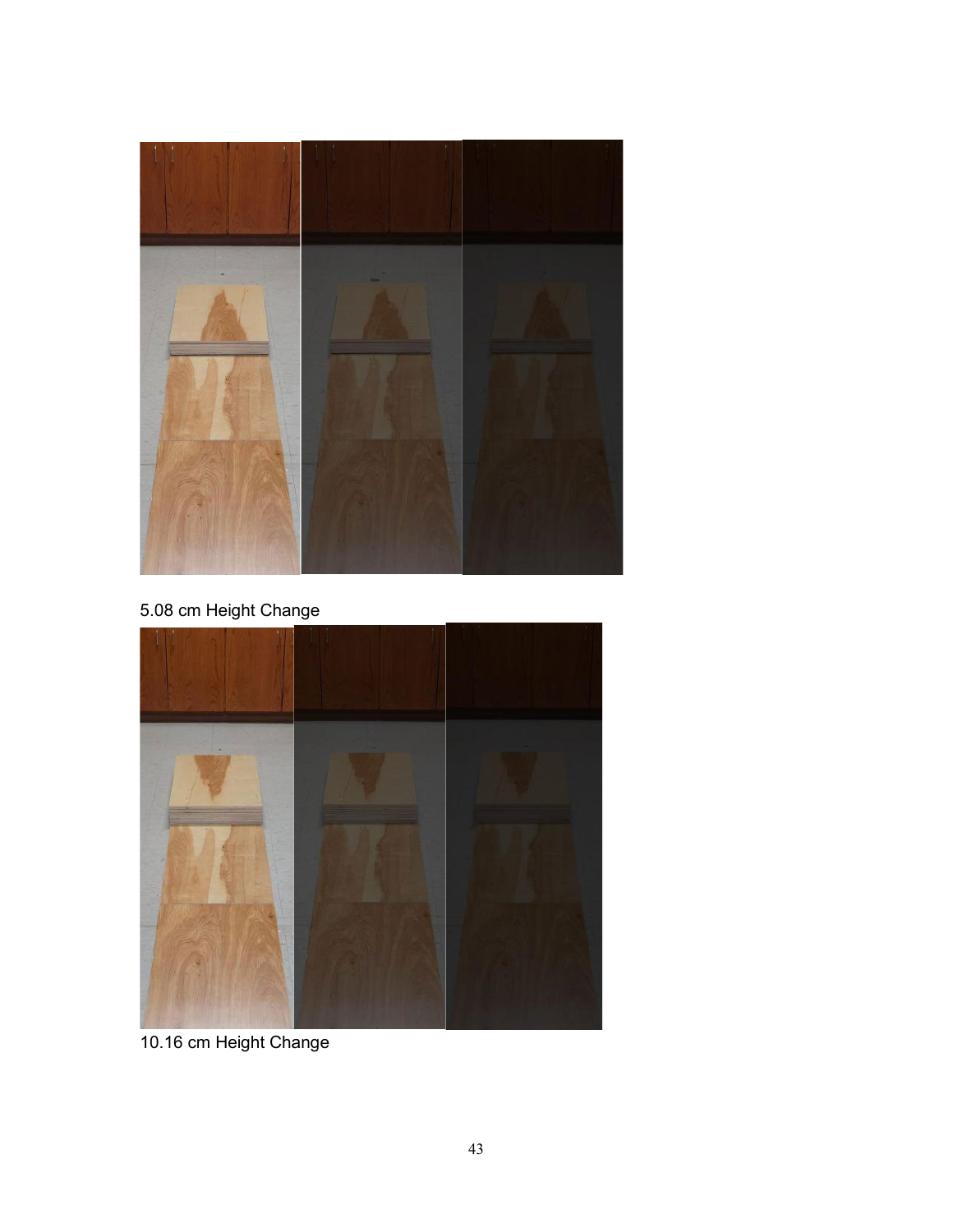5.08 cm Height Change

10.16 cm Height Change